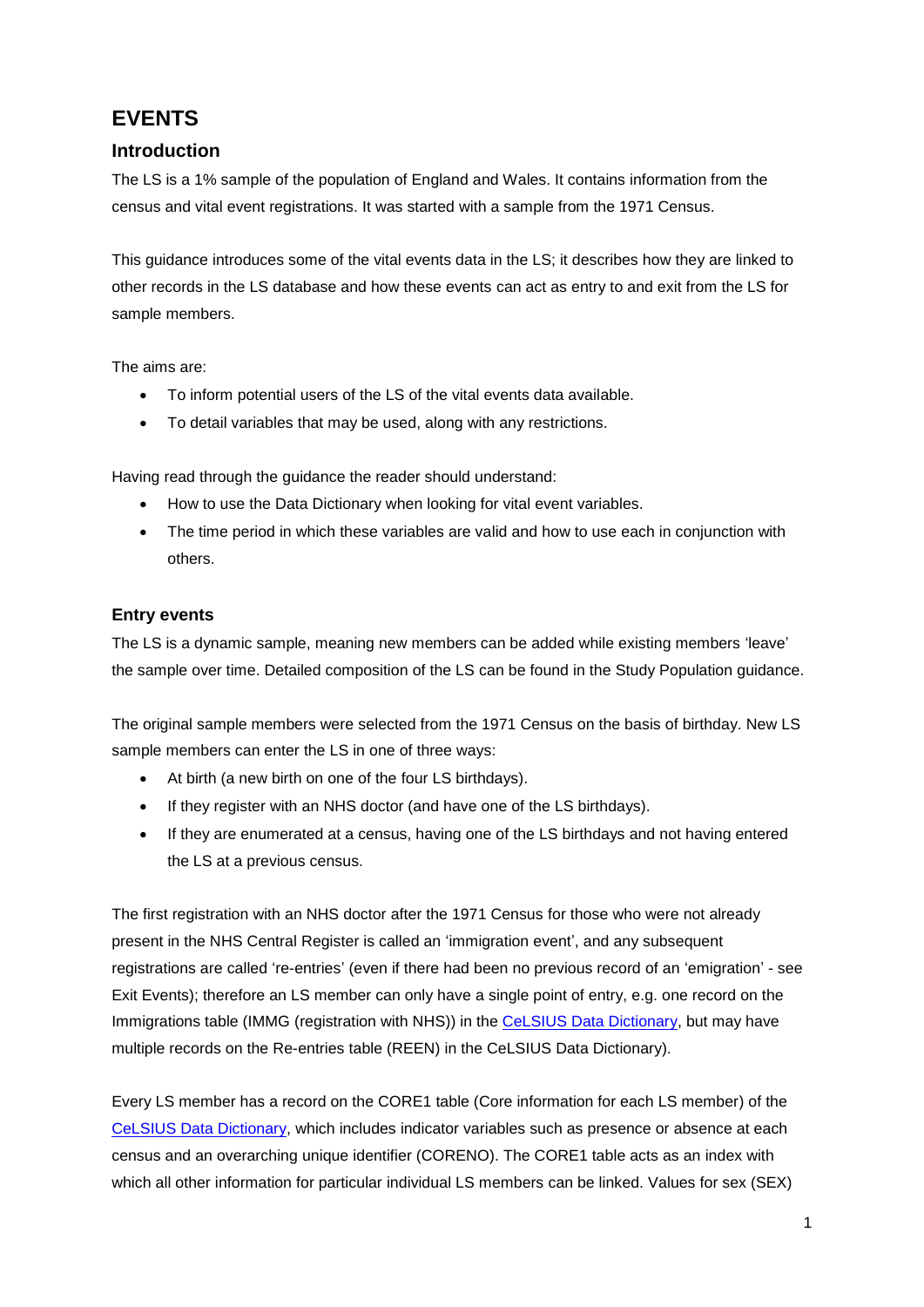# EVENTS

## Introduction

The LS is a 1% sample of the population of England and Wales. It contains information from the census and vital event registrations. It was started with a sample from the 1971 Census.

This guidance introduces some of the vital events data in the LS; it describes how they are linked to other records in the LS database and how these events can act as entry to and exit from the LS for sample members.

The aims are:

- To inform potential users of the LS of the vital events data available.
- To detail variables that may be used, along with any restrictions.

Having read through the guidance the reader should understand:

- How to use the Data Dictionary when looking for vital event variables.
- The time period in which these variables are valid and how to use each in conjunction with others.

### Entry events

The LS is a dynamic sample, meaning new members can be added while existing members 'leave' the sample over time. Detailed composition of the LS can be found in the Study Population guidance.

The original sample members were selected from the 1971 Census on the basis of birthday. New LS sample members can enter the LS in one of three ways:

- At birth (a new birth on one of the four LS birthdays).
- If they register with an NHS doctor (and have one of the LS birthdays).
- If they are enumerated at a census, having one of the LS birthdays and not having entered the LS at a previous census.

The first registration with an NHS doctor after the 1971 Census for those who were not already present in the NHS Central Register is called an 'immigration event', and any subsequent registrations are called 're-entries' (even if there had been no previous record of an 'emigration' - see Exit Events); therefore an LS member can only have a single point of entry, e.g. one record on the Immigrations table (IMMG (registration with NHS)) in the CeLSIUS Data Dictionary, but may have multiple records on the Re-entries table (REEN) in the CeLSIUS Data Dictionary).

Every LS member has a record on the CORE1 table (Core information for each LS member) of the CeLSIUS Data Dictionary, which includes indicator variables such as presence or absence at each census and an overarching unique identifier (CORENO). The CORE1 table acts as an index with which all other information for particular individual LS members can be linked. Values for sex (SEX)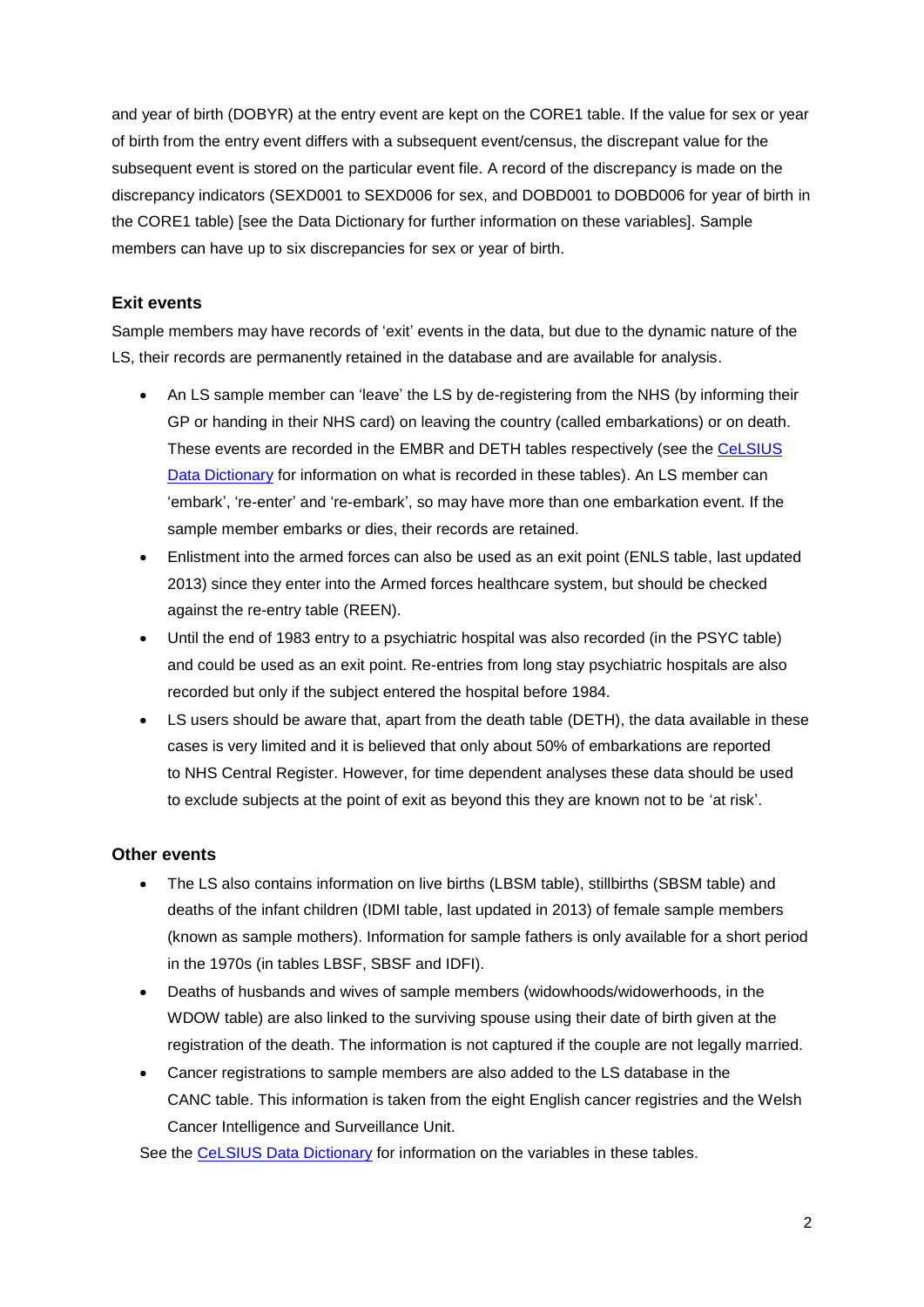and year of birth (DOBYR) at the entry event are kept on the CORE1 table. If the value for sex or year of birth from the entry event differs with a subsequent event/census, the discrepant value for the subsequent event is stored on the particular event file. A record of the discrepancy is made on the discrepancy indicators (SEXD001 to SEXD006 for sex, and DOBD001 to DOBD006 for year of birth in the CORE1 table) [see the Data Dictionary for further information on these variables]. Sample members can have up to six discrepancies for sex or year of birth.

### Exit events

Sample members may have records of 'exit' events in the data, but due to the dynamic nature of the LS, their records are permanently retained in the database and are available for analysis.

- An LS sample member can 'leave' the LS by de-registering from the NHS (by informing their GP or handing in their NHS card) on leaving the country (called embarkations) or on death. These events are recorded in the EMBR and DETH tables respectively (see the CeLSIUS Data Dictionary for information on what is recorded in these tables). An LS member can 'embark', 're-enter' and 're-embark', so may have more than one embarkation event. If the sample member embarks or dies, their records are retained.
- Enlistment into the armed forces can also be used as an exit point (ENLS table, last updated 2013) since they enter into the Armed forces healthcare system, but should be checked against the re-entry table (REEN).
- Until the end of 1983 entry to a psychiatric hospital was also recorded (in the PSYC table) and could be used as an exit point. Re-entries from long stay psychiatric hospitals are also recorded but only if the subject entered the hospital before 1984.
- LS users should be aware that, apart from the death table (DETH), the data available in these cases is very limited and it is believed that only about 50% of embarkations are reported to NHS Central Register. However, for time dependent analyses these data should be used to exclude subjects at the point of exit as beyond this they are known not to be 'at risk'.

### Other events

- The LS also contains information on live births (LBSM table), stillbirths (SBSM table) and deaths of the infant children (IDMI table, last updated in 2013) of female sample members (known as sample mothers). Information for sample fathers is only available for a short period in the 1970s (in tables LBSF, SBSF and IDFI).
- Deaths of husbands and wives of sample members (widowhoods/widowerhoods, in the WDOW table) are also linked to the surviving spouse using their date of birth given at the registration of the death. The information is not captured if the couple are not legally married.
- Cancer registrations to sample members are also added to the LS database in the CANC table. This information is taken from the eight English cancer registries and the Welsh Cancer Intelligence and Surveillance Unit.

See the CeLSIUS Data Dictionary for information on the variables in these tables.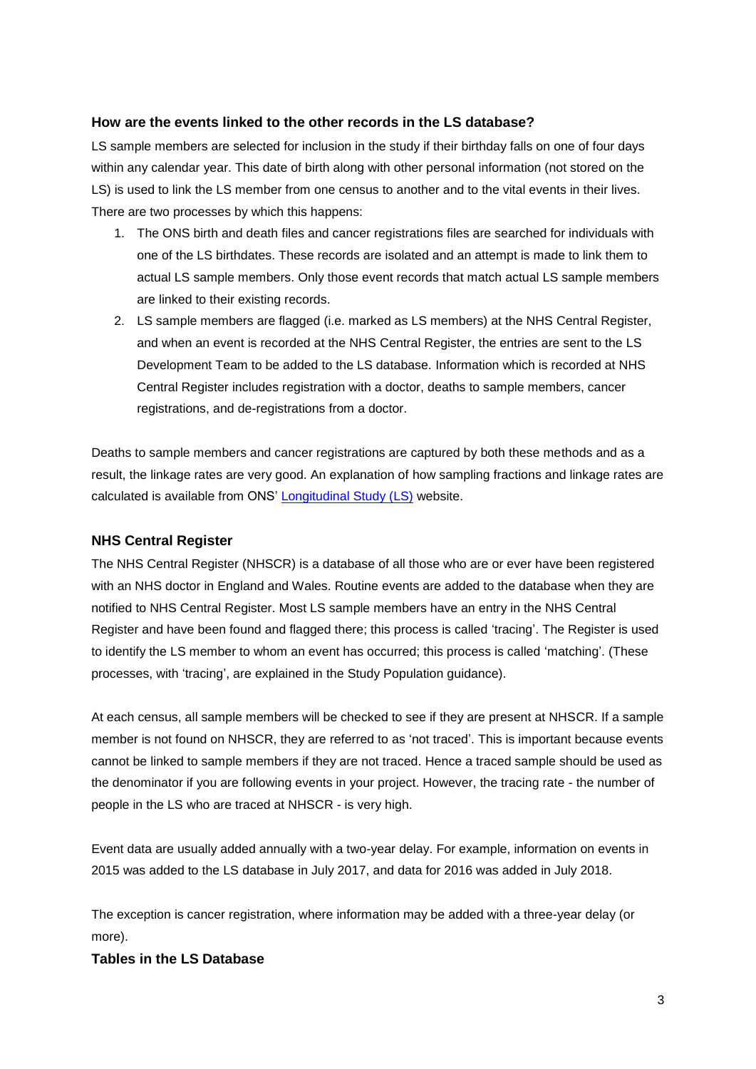### How are the events linked to the other records in the LS database?

LS sample members are selected for inclusion in the study if their birthday falls on one of four days within any calendar year. This date of birth along with other personal information (not stored on the LS) is used to link the LS member from one census to another and to the vital events in their lives. There are two processes by which this happens:

1. The ONS birth and death files and cancer registrations files are searched for individuals with one of the LS birthdates. These records are isolated and an attempt is made to link them to actual LS sample members. Only those event records that match actual LS sample members are linked to their existing records.
2. LS sample members are flagged (i.e. marked as LS members) at the NHS Central Register, and when an event is recorded at the NHS Central Register, the entries are sent to the LS Development Team to be added to the LS database. Information which is recorded at NHS Central Register includes registration with a doctor, deaths to sample members, cancer registrations, and de-registrations from a doctor.

Deaths to sample members and cancer registrations are captured by both these methods and as a result, the linkage rates are very good. An explanation of how sampling fractions and linkage rates are calculated is available from ONS' [Longitudinal Study (LS)](#) website.

### NHS Central Register

The NHS Central Register (NHSCR) is a database of all those who are or ever have been registered with an NHS doctor in England and Wales. Routine events are added to the database when they are notified to NHS Central Register. Most LS sample members have an entry in the NHS Central Register and have been found and flagged there; this process is called 'tracing'. The Register is used to identify the LS member to whom an event has occurred; this process is called 'matching'. (These processes, with 'tracing', are explained in the Study Population guidance).

At each census, all sample members will be checked to see if they are present at NHSCR. If a sample member is not found on NHSCR, they are referred to as 'not traced'. This is important because events cannot be linked to sample members if they are not traced. Hence a traced sample should be used as the denominator if you are following events in your project. However, the tracing rate - the number of people in the LS who are traced at NHSCR - is very high.

Event data are usually added annually with a two-year delay. For example, information on events in 2015 was added to the LS database in July 2017, and data for 2016 was added in July 2018.

The exception is cancer registration, where information may be added with a three-year delay (or more).

### Tables in the LS Database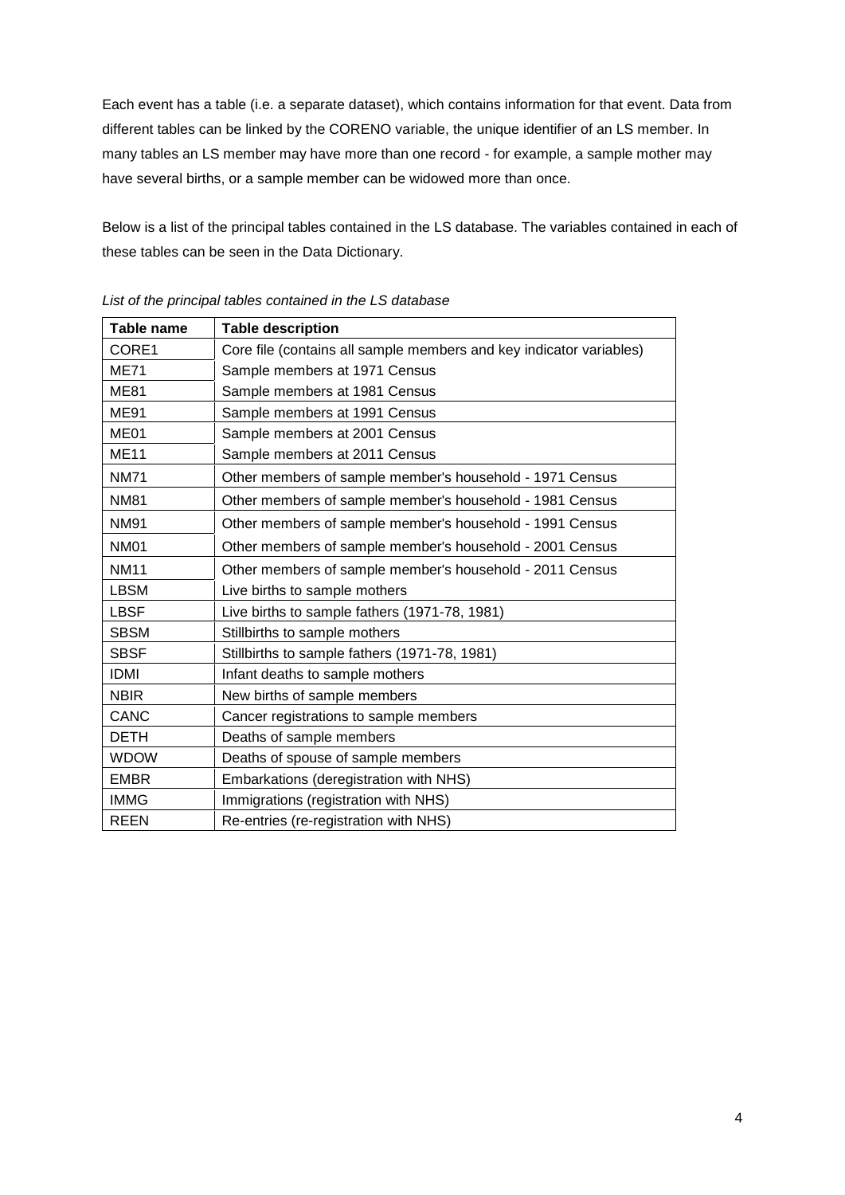Each event has a table (i.e. a separate dataset), which contains information for that event. Data from different tables can be linked by the CORENO variable, the unique identifier of an LS member. In many tables an LS member may have more than one record - for example, a sample mother may have several births, or a sample member can be widowed more than once.

Below is a list of the principal tables contained in the LS database. The variables contained in each of these tables can be seen in the Data Dictionary.

*List of the principal tables contained in the LS database*

| Table name | Table description |
|---|---|
| CORE1 | Core file (contains all sample members and key indicator variables) |
| ME71 | Sample members at 1971 Census |
| ME81 | Sample members at 1981 Census |
| ME91 | Sample members at 1991 Census |
| ME01 | Sample members at 2001 Census |
| ME11 | Sample members at 2011 Census |
| NM71 | Other members of sample member's household - 1971 Census |
| NM81 | Other members of sample member's household - 1981 Census |
| NM91 | Other members of sample member's household - 1991 Census |
| NM01 | Other members of sample member's household - 2001 Census |
| NM11 | Other members of sample member's household - 2011 Census |
| LBSM | Live births to sample mothers |
| LBSF | Live births to sample fathers (1971-78, 1981) |
| SBSM | Stillbirths to sample mothers |
| SBSF | Stillbirths to sample fathers (1971-78, 1981) |
| IDMI | Infant deaths to sample mothers |
| NBIR | New births of sample members |
| CANC | Cancer registrations to sample members |
| DETH | Deaths of sample members |
| WDOW | Deaths of spouse of sample members |
| EMBR | Embarkations (deregistration with NHS) |
| IMMG | Immigrations (registration with NHS) |
| REEN | Re-entries (re-registration with NHS) |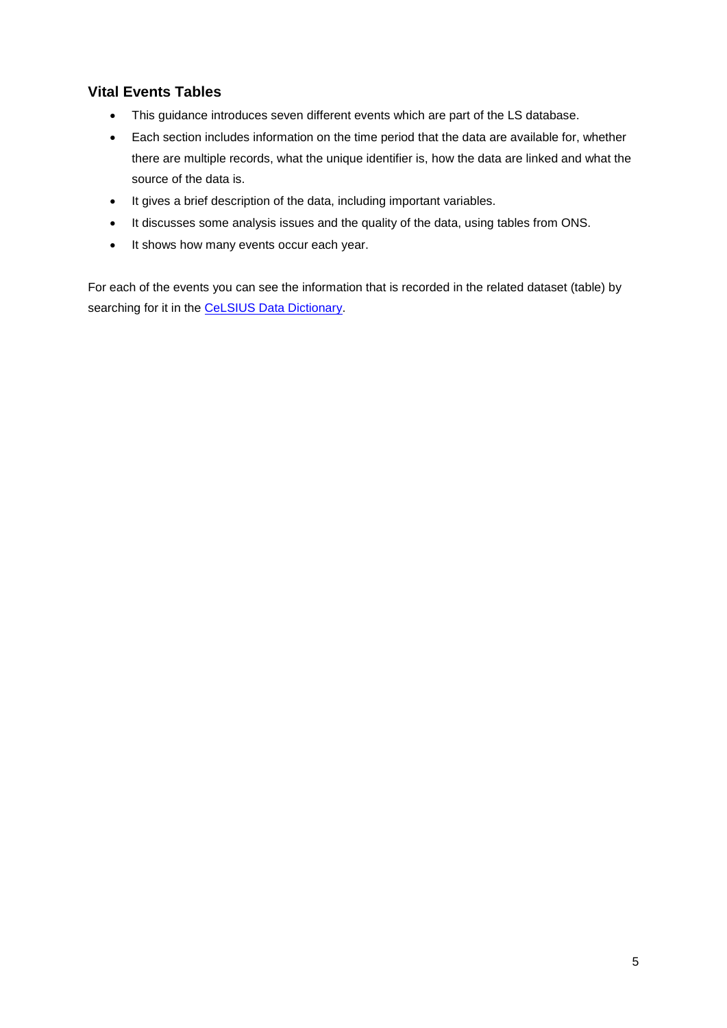## Vital Events Tables

- This guidance introduces seven different events which are part of the LS database.
- Each section includes information on the time period that the data are available for, whether there are multiple records, what the unique identifier is, how the data are linked and what the source of the data is.
- It gives a brief description of the data, including important variables.
- It discusses some analysis issues and the quality of the data, using tables from ONS.
- It shows how many events occur each year.

For each of the events you can see the information that is recorded in the related dataset (table) by searching for it in the CeLSIUS Data Dictionary.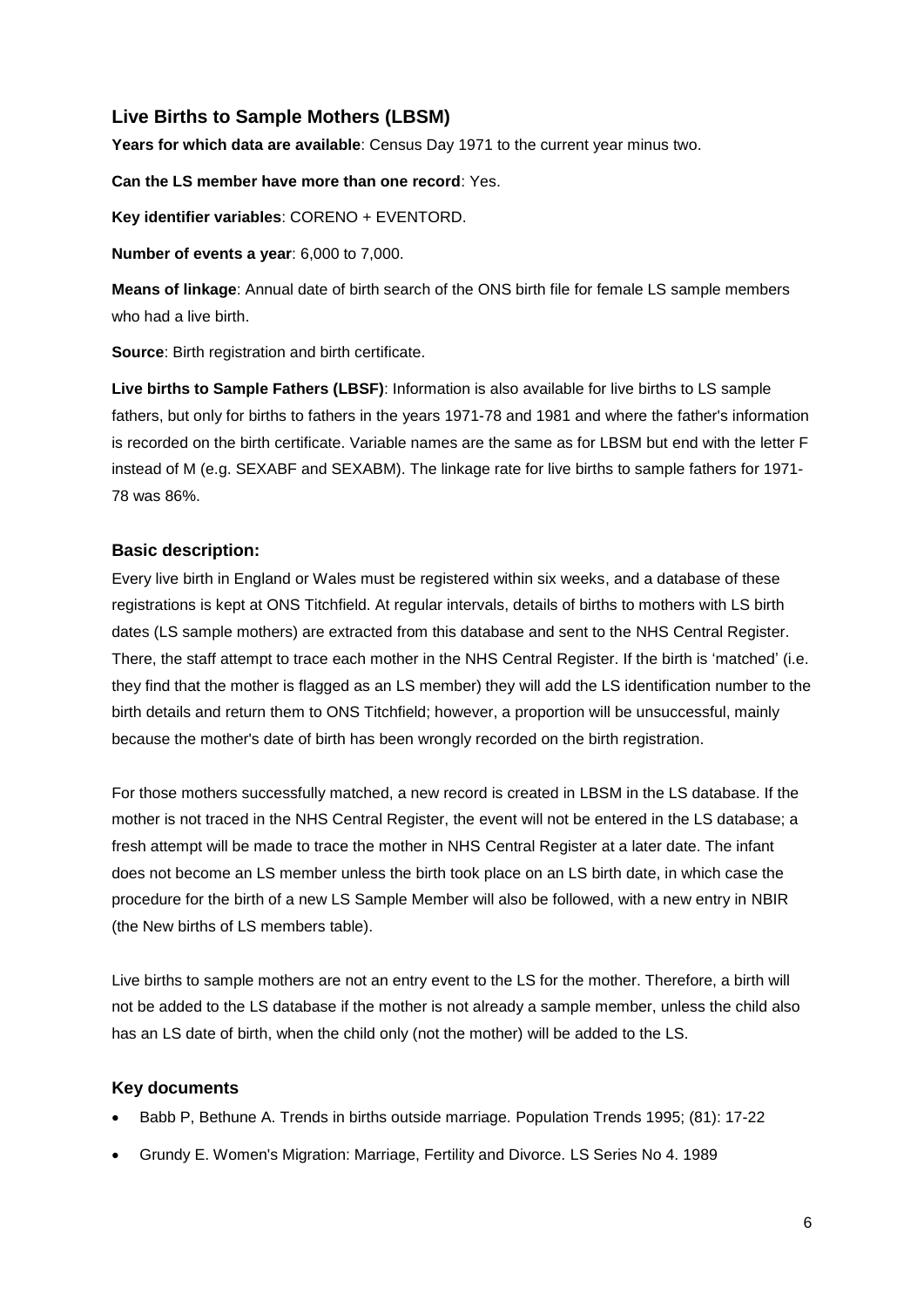## Live Births to Sample Mothers (LBSM)

**Years for which data are available**: Census Day 1971 to the current year minus two.

**Can the LS member have more than one record**: Yes.

**Key identifier variables**: CORENO + EVENTORD.

**Number of events a year**: 6,000 to 7,000.

**Means of linkage**: Annual date of birth search of the ONS birth file for female LS sample members who had a live birth.

**Source**: Birth registration and birth certificate.

**Live births to Sample Fathers (LBSF)**: Information is also available for live births to LS sample fathers, but only for births to fathers in the years 1971-78 and 1981 and where the father's information is recorded on the birth certificate. Variable names are the same as for LBSM but end with the letter F instead of M (e.g. SEXABF and SEXABM). The linkage rate for live births to sample fathers for 1971-78 was 86%.

### Basic description:

Every live birth in England or Wales must be registered within six weeks, and a database of these registrations is kept at ONS Titchfield. At regular intervals, details of births to mothers with LS birth dates (LS sample mothers) are extracted from this database and sent to the NHS Central Register. There, the staff attempt to trace each mother in the NHS Central Register. If the birth is 'matched' (i.e. they find that the mother is flagged as an LS member) they will add the LS identification number to the birth details and return them to ONS Titchfield; however, a proportion will be unsuccessful, mainly because the mother's date of birth has been wrongly recorded on the birth registration.

For those mothers successfully matched, a new record is created in LBSM in the LS database. If the mother is not traced in the NHS Central Register, the event will not be entered in the LS database; a fresh attempt will be made to trace the mother in NHS Central Register at a later date. The infant does not become an LS member unless the birth took place on an LS birth date, in which case the procedure for the birth of a new LS Sample Member will also be followed, with a new entry in NBIR (the New births of LS members table).

Live births to sample mothers are not an entry event to the LS for the mother. Therefore, a birth will not be added to the LS database if the mother is not already a sample member, unless the child also has an LS date of birth, when the child only (not the mother) will be added to the LS.

### Key documents

- Babb P, Bethune A. Trends in births outside marriage. Population Trends 1995; (81): 17-22
- Grundy E. Women's Migration: Marriage, Fertility and Divorce. LS Series No 4. 1989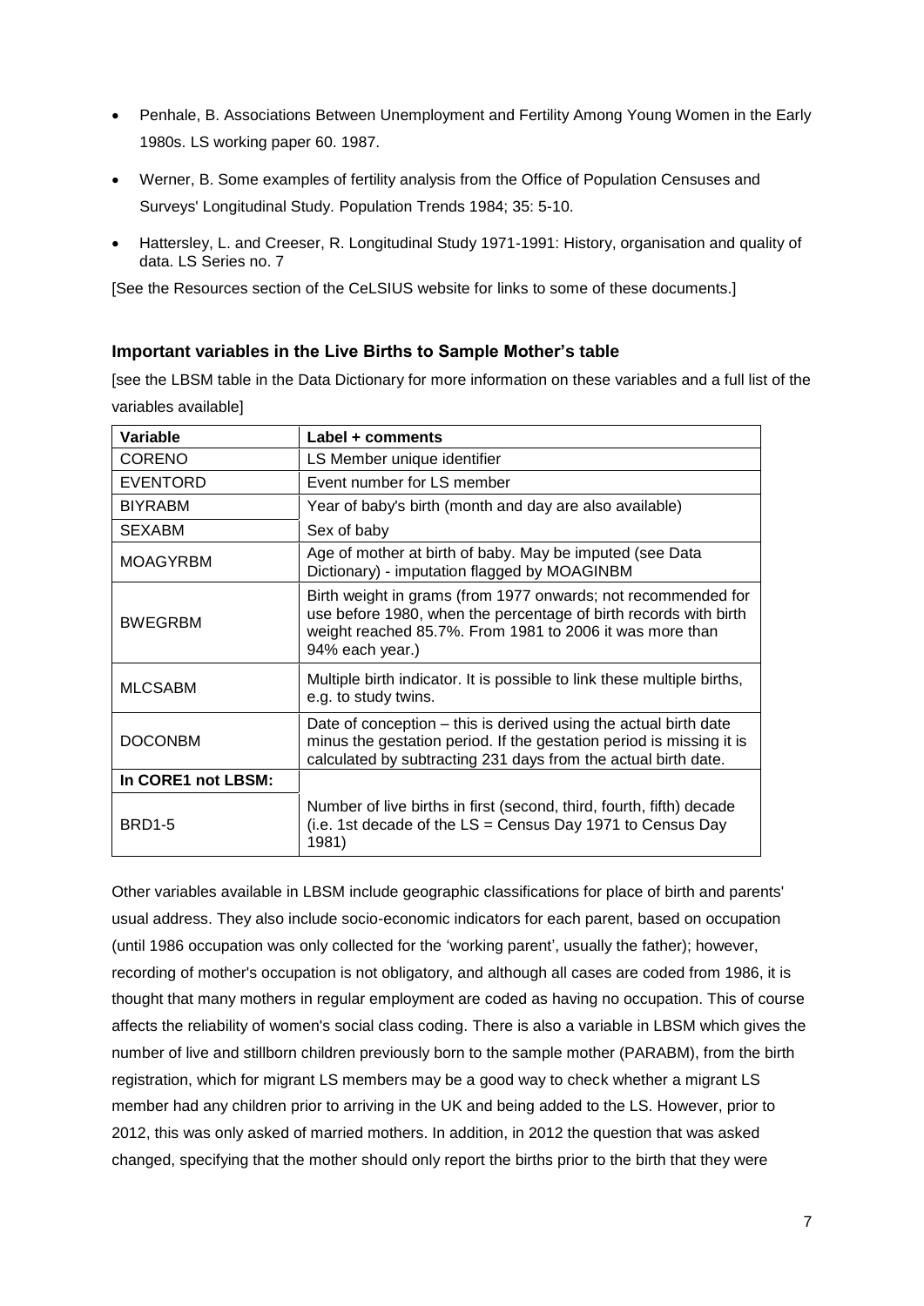- Penhale, B. Associations Between Unemployment and Fertility Among Young Women in the Early 1980s. LS working paper 60. 1987.
- Werner, B. Some examples of fertility analysis from the Office of Population Censuses and Surveys' Longitudinal Study. Population Trends 1984; 35: 5-10.
- Hattersley, L. and Creeser, R. Longitudinal Study 1971-1991: History, organisation and quality of data. LS Series no. 7

[See the Resources section of the CeLSIUS website for links to some of these documents.]

### Important variables in the Live Births to Sample Mother's table

[see the LBSM table in the Data Dictionary for more information on these variables and a full list of the variables available]

| Variable | Label + comments |
| --- | --- |
| CORENO | LS Member unique identifier |
| EVENTORD | Event number for LS member |
| BIYRABM | Year of baby's birth (month and day are also available) |
| SEXABM | Sex of baby |
| MOAGYRBM | Age of mother at birth of baby. May be imputed (see Data Dictionary) - imputation flagged by MOAGINBM |
| BWEGRBM | Birth weight in grams (from 1977 onwards; not recommended for use before 1980, when the percentage of birth records with birth weight reached 85.7%. From 1981 to 2006 it was more than 94% each year.) |
| MLCSABM | Multiple birth indicator. It is possible to link these multiple births, e.g. to study twins. |
| DOCONBM | Date of conception – this is derived using the actual birth date minus the gestation period. If the gestation period is missing it is calculated by subtracting 231 days from the actual birth date. |
| **In CORE1 not LBSM:** | |
| BRD1-5 | Number of live births in first (second, third, fourth, fifth) decade (i.e. 1st decade of the LS = Census Day 1971 to Census Day 1981) |

Other variables available in LBSM include geographic classifications for place of birth and parents' usual address. They also include socio-economic indicators for each parent, based on occupation (until 1986 occupation was only collected for the 'working parent', usually the father); however, recording of mother's occupation is not obligatory, and although all cases are coded from 1986, it is thought that many mothers in regular employment are coded as having no occupation. This of course affects the reliability of women's social class coding. There is also a variable in LBSM which gives the number of live and stillborn children previously born to the sample mother (PARABM), from the birth registration, which for migrant LS members may be a good way to check whether a migrant LS member had any children prior to arriving in the UK and being added to the LS. However, prior to 2012, this was only asked of married mothers. In addition, in 2012 the question that was asked changed, specifying that the mother should only report the births prior to the birth that they were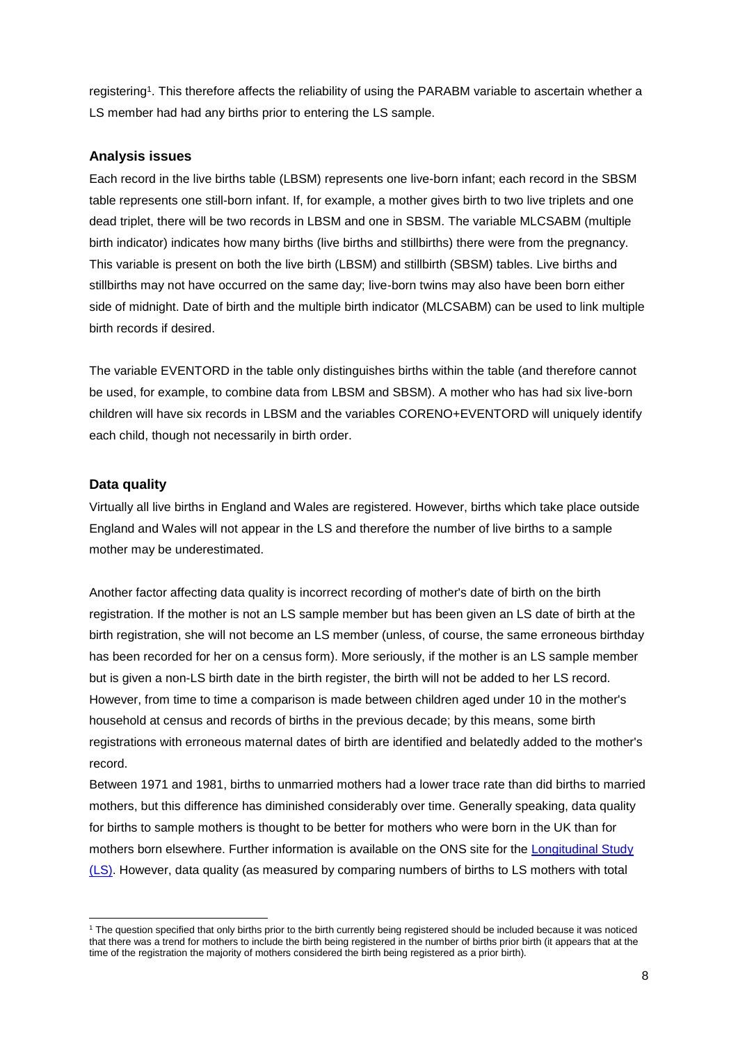registering[1]. This therefore affects the reliability of using the PARABM variable to ascertain whether a LS member had had any births prior to entering the LS sample.

### Analysis issues

Each record in the live births table (LBSM) represents one live-born infant; each record in the SBSM table represents one still-born infant. If, for example, a mother gives birth to two live triplets and one dead triplet, there will be two records in LBSM and one in SBSM. The variable MLCSABM (multiple birth indicator) indicates how many births (live births and stillbirths) there were from the pregnancy. This variable is present on both the live birth (LBSM) and stillbirth (SBSM) tables. Live births and stillbirths may not have occurred on the same day; live-born twins may also have been born either side of midnight. Date of birth and the multiple birth indicator (MLCSABM) can be used to link multiple birth records if desired.

The variable EVENTORD in the table only distinguishes births within the table (and therefore cannot be used, for example, to combine data from LBSM and SBSM). A mother who has had six live-born children will have six records in LBSM and the variables CORENO+EVENTORD will uniquely identify each child, though not necessarily in birth order.

### Data quality

Virtually all live births in England and Wales are registered. However, births which take place outside England and Wales will not appear in the LS and therefore the number of live births to a sample mother may be underestimated.

Another factor affecting data quality is incorrect recording of mother's date of birth on the birth registration. If the mother is not an LS sample member but has been given an LS date of birth at the birth registration, she will not become an LS member (unless, of course, the same erroneous birthday has been recorded for her on a census form). More seriously, if the mother is an LS sample member but is given a non-LS birth date in the birth register, the birth will not be added to her LS record. However, from time to time a comparison is made between children aged under 10 in the mother's household at census and records of births in the previous decade; by this means, some birth registrations with erroneous maternal dates of birth are identified and belatedly added to the mother's record.

Between 1971 and 1981, births to unmarried mothers had a lower trace rate than did births to married mothers, but this difference has diminished considerably over time. Generally speaking, data quality for births to sample mothers is thought to be better for mothers who were born in the UK than for mothers born elsewhere. Further information is available on the ONS site for the [Longitudinal Study (LS)](). However, data quality (as measured by comparing numbers of births to LS mothers with total

[1] The question specified that only births prior to the birth currently being registered should be included because it was noticed that there was a trend for mothers to include the birth being registered in the number of births prior birth (it appears that at the time of the registration the majority of mothers considered the birth being registered as a prior birth).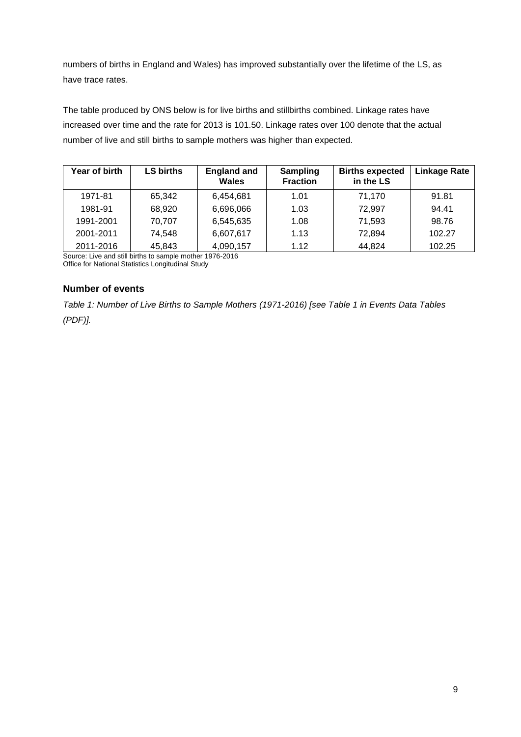numbers of births in England and Wales) has improved substantially over the lifetime of the LS, as have trace rates.

The table produced by ONS below is for live births and stillbirths combined. Linkage rates have increased over time and the rate for 2013 is 101.50. Linkage rates over 100 denote that the actual number of live and still births to sample mothers was higher than expected.

| Year of birth | LS births | England and Wales | Sampling Fraction | Births expected in the LS | Linkage Rate |
|---|---|---|---|---|---|
| 1971-81 | 65,342 | 6,454,681 | 1.01 | 71,170 | 91.81 |
| 1981-91 | 68,920 | 6,696,066 | 1.03 | 72,997 | 94.41 |
| 1991-2001 | 70,707 | 6,545,635 | 1.08 | 71,593 | 98.76 |
| 2001-2011 | 74,548 | 6,607,617 | 1.13 | 72,894 | 102.27 |
| 2011-2016 | 45,843 | 4,090,157 | 1.12 | 44,824 | 102.25 |

Source: Live and still births to sample mother 1976-2016
Office for National Statistics Longitudinal Study

### Number of events

*Table 1: Number of Live Births to Sample Mothers (1971-2016) [see Table 1 in Events Data Tables (PDF)].*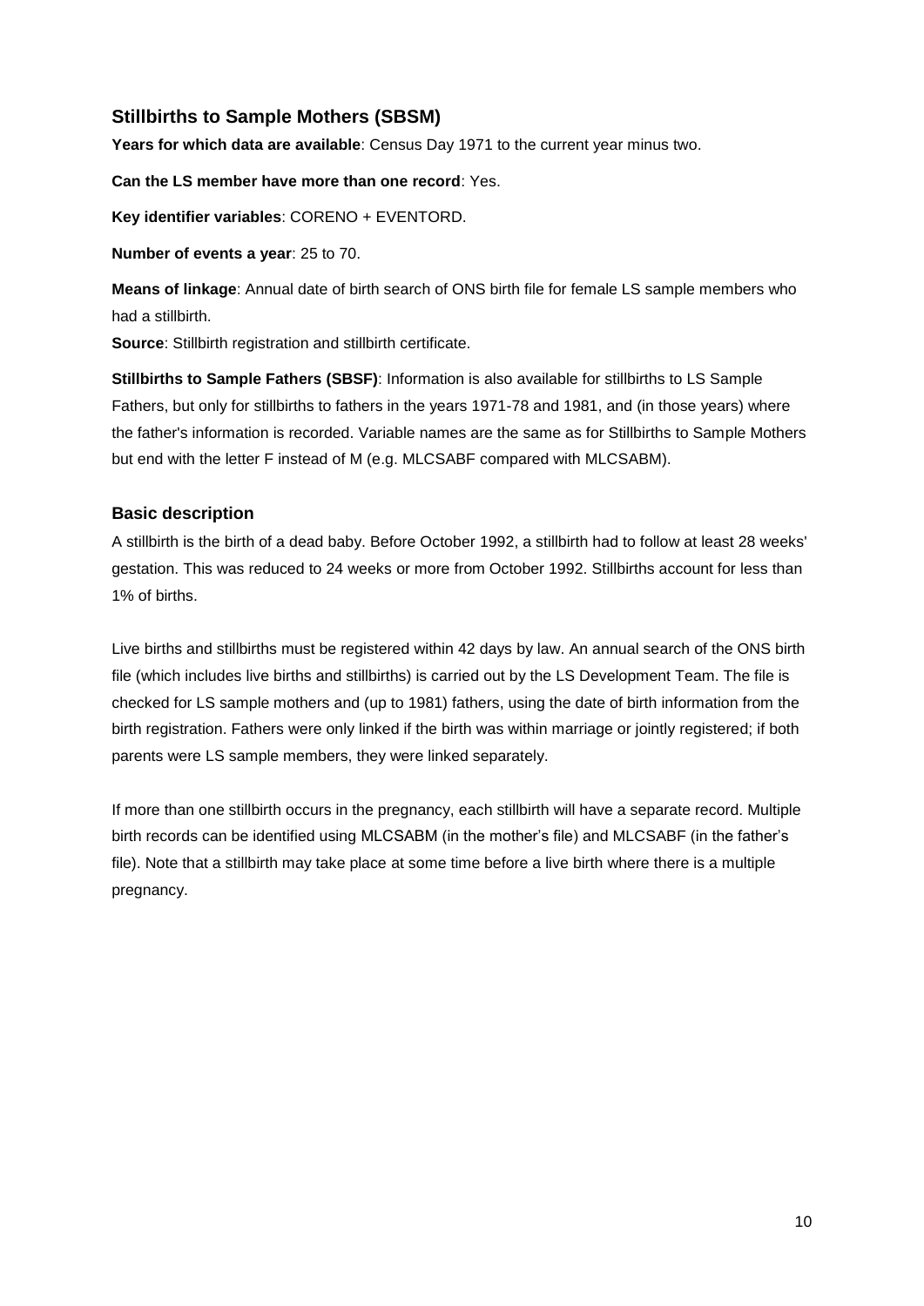## Stillbirths to Sample Mothers (SBSM)

**Years for which data are available**: Census Day 1971 to the current year minus two.

**Can the LS member have more than one record**: Yes.

**Key identifier variables**: CORENO + EVENTORD.

**Number of events a year**: 25 to 70.

**Means of linkage**: Annual date of birth search of ONS birth file for female LS sample members who had a stillbirth.

**Source**: Stillbirth registration and stillbirth certificate.

**Stillbirths to Sample Fathers (SBSF)**: Information is also available for stillbirths to LS Sample Fathers, but only for stillbirths to fathers in the years 1971-78 and 1981, and (in those years) where the father's information is recorded. Variable names are the same as for Stillbirths to Sample Mothers but end with the letter F instead of M (e.g. MLCSABF compared with MLCSABM).

### Basic description

A stillbirth is the birth of a dead baby. Before October 1992, a stillbirth had to follow at least 28 weeks' gestation. This was reduced to 24 weeks or more from October 1992. Stillbirths account for less than 1% of births.

Live births and stillbirths must be registered within 42 days by law. An annual search of the ONS birth file (which includes live births and stillbirths) is carried out by the LS Development Team. The file is checked for LS sample mothers and (up to 1981) fathers, using the date of birth information from the birth registration. Fathers were only linked if the birth was within marriage or jointly registered; if both parents were LS sample members, they were linked separately.

If more than one stillbirth occurs in the pregnancy, each stillbirth will have a separate record. Multiple birth records can be identified using MLCSABM (in the mother's file) and MLCSABF (in the father's file). Note that a stillbirth may take place at some time before a live birth where there is a multiple pregnancy.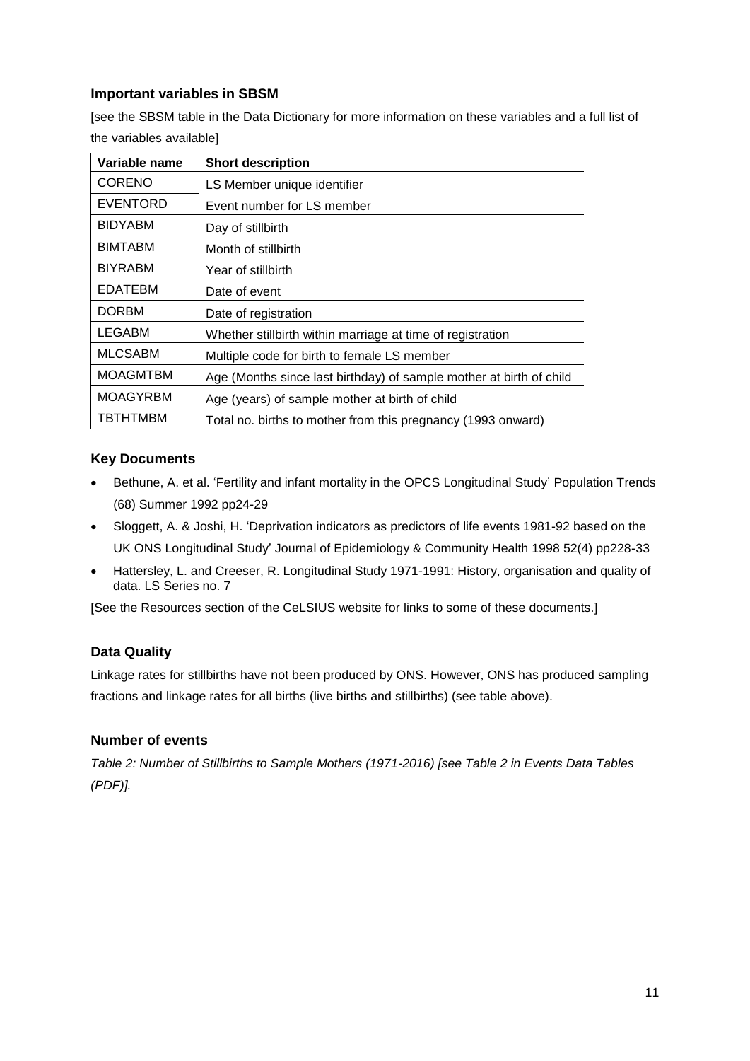### Important variables in SBSM

[see the SBSM table in the Data Dictionary for more information on these variables and a full list of the variables available]

| Variable name | Short description |
|---|---|
| CORENO | LS Member unique identifier |
| EVENTORD | Event number for LS member |
| BIDYABM | Day of stillbirth |
| BIMTABM | Month of stillbirth |
| BIYRABM | Year of stillbirth |
| EDATEBM | Date of event |
| DORBM | Date of registration |
| LEGABM | Whether stillbirth within marriage at time of registration |
| MLCSABM | Multiple code for birth to female LS member |
| MOAGMTBM | Age (Months since last birthday) of sample mother at birth of child |
| MOAGYRBM | Age (years) of sample mother at birth of child |
| TBTHTMBM | Total no. births to mother from this pregnancy (1993 onward) |

### Key Documents

- Bethune, A. et al. 'Fertility and infant mortality in the OPCS Longitudinal Study' Population Trends (68) Summer 1992 pp24-29
- Sloggett, A. & Joshi, H. 'Deprivation indicators as predictors of life events 1981-92 based on the UK ONS Longitudinal Study' Journal of Epidemiology & Community Health 1998 52(4) pp228-33
- Hattersley, L. and Creeser, R. Longitudinal Study 1971-1991: History, organisation and quality of data. LS Series no. 7

[See the Resources section of the CeLSIUS website for links to some of these documents.]

### Data Quality

Linkage rates for stillbirths have not been produced by ONS. However, ONS has produced sampling fractions and linkage rates for all births (live births and stillbirths) (see table above).

### Number of events

*Table 2: Number of Stillbirths to Sample Mothers (1971-2016) [see Table 2 in Events Data Tables (PDF)].*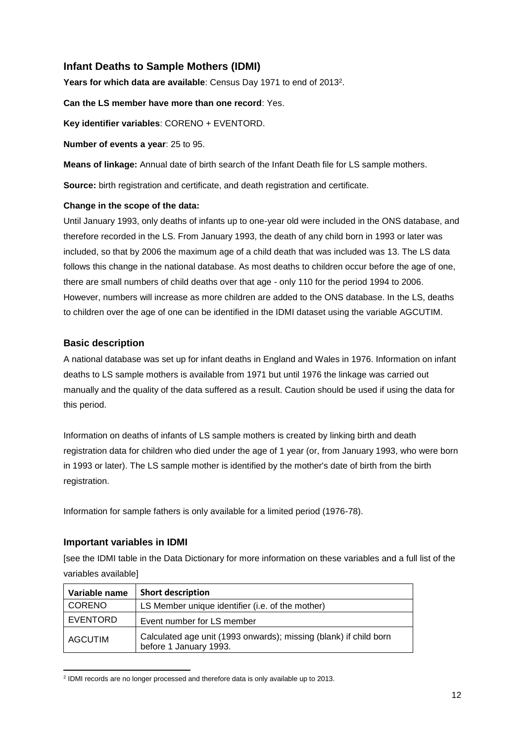## Infant Deaths to Sample Mothers (IDMI)

**Years for which data are available**: Census Day 1971 to end of 2013[2].

**Can the LS member have more than one record**: Yes.

**Key identifier variables**: CORENO + EVENTORD.

**Number of events a year**: 25 to 95.

**Means of linkage:** Annual date of birth search of the Infant Death file for LS sample mothers.

**Source:** birth registration and certificate, and death registration and certificate.

**Change in the scope of the data:**

Until January 1993, only deaths of infants up to one-year old were included in the ONS database, and therefore recorded in the LS. From January 1993, the death of any child born in 1993 or later was included, so that by 2006 the maximum age of a child death that was included was 13. The LS data follows this change in the national database. As most deaths to children occur before the age of one, there are small numbers of child deaths over that age - only 110 for the period 1994 to 2006. However, numbers will increase as more children are added to the ONS database. In the LS, deaths to children over the age of one can be identified in the IDMI dataset using the variable AGCUTIM.

### Basic description

A national database was set up for infant deaths in England and Wales in 1976. Information on infant deaths to LS sample mothers is available from 1971 but until 1976 the linkage was carried out manually and the quality of the data suffered as a result. Caution should be used if using the data for this period.

Information on deaths of infants of LS sample mothers is created by linking birth and death registration data for children who died under the age of 1 year (or, from January 1993, who were born in 1993 or later). The LS sample mother is identified by the mother's date of birth from the birth registration.

Information for sample fathers is only available for a limited period (1976-78).

### Important variables in IDMI

[see the IDMI table in the Data Dictionary for more information on these variables and a full list of the variables available]

| Variable name | Short description |
|---|---|
| CORENO | LS Member unique identifier (i.e. of the mother) |
| EVENTORD | Event number for LS member |
| AGCUTIM | Calculated age unit (1993 onwards); missing (blank) if child born before 1 January 1993. |

[2] IDMI records are no longer processed and therefore data is only available up to 2013.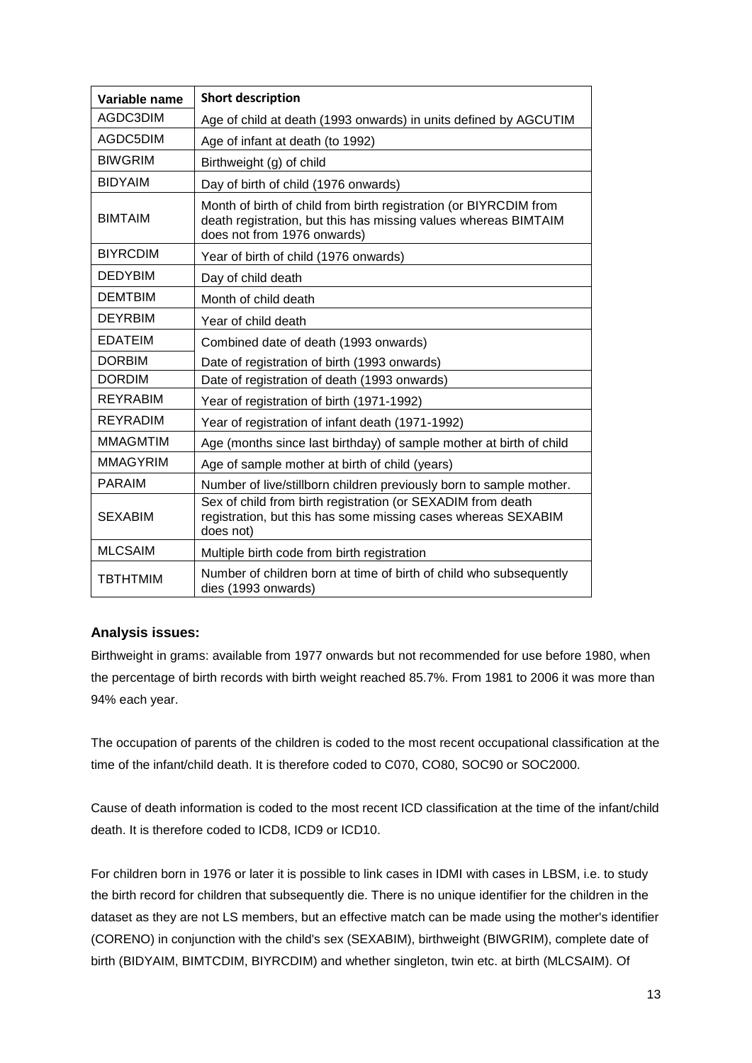| Variable name | Short description |
|---|---|
| AGDC3DIM | Age of child at death (1993 onwards) in units defined by AGCUTIM |
| AGDC5DIM | Age of infant at death (to 1992) |
| BIWGRIM | Birthweight (g) of child |
| BIDYAIM | Day of birth of child (1976 onwards) |
| BIMTAIM | Month of birth of child from birth registration (or BIYRCDIM from death registration, but this has missing values whereas BIMTAIM does not from 1976 onwards) |
| BIYRCDIM | Year of birth of child (1976 onwards) |
| DEDYBIM | Day of child death |
| DEMTBIM | Month of child death |
| DEYRBIM | Year of child death |
| EDATEIM | Combined date of death (1993 onwards) |
| DORBIM | Date of registration of birth (1993 onwards) |
| DORDIM | Date of registration of death (1993 onwards) |
| REYRABIM | Year of registration of birth (1971-1992) |
| REYRADIM | Year of registration of infant death (1971-1992) |
| MMAGMTIM | Age (months since last birthday) of sample mother at birth of child |
| MMAGYRIM | Age of sample mother at birth of child (years) |
| PARAIM | Number of live/stillborn children previously born to sample mother. |
| SEXABIM | Sex of child from birth registration (or SEXADIM from death registration, but this has some missing cases whereas SEXABIM does not) |
| MLCSAIM | Multiple birth code from birth registration |
| TBTHTMIM | Number of children born at time of birth of child who subsequently dies (1993 onwards) |

### Analysis issues:

Birthweight in grams: available from 1977 onwards but not recommended for use before 1980, when the percentage of birth records with birth weight reached 85.7%. From 1981 to 2006 it was more than 94% each year.

The occupation of parents of the children is coded to the most recent occupational classification at the time of the infant/child death. It is therefore coded to C070, CO80, SOC90 or SOC2000.

Cause of death information is coded to the most recent ICD classification at the time of the infant/child death. It is therefore coded to ICD8, ICD9 or ICD10.

For children born in 1976 or later it is possible to link cases in IDMI with cases in LBSM, i.e. to study the birth record for children that subsequently die. There is no unique identifier for the children in the dataset as they are not LS members, but an effective match can be made using the mother's identifier (CORENO) in conjunction with the child's sex (SEXABIM), birthweight (BIWGRIM), complete date of birth (BIDYAIM, BIMTCDIM, BIYRCDIM) and whether singleton, twin etc. at birth (MLCSAIM). Of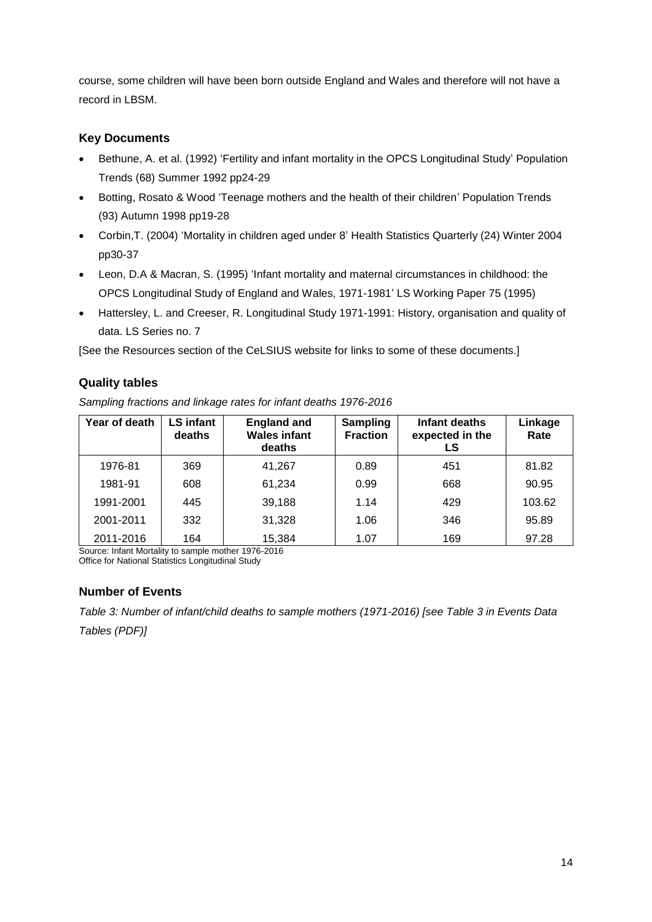course, some children will have been born outside England and Wales and therefore will not have a record in LBSM.

### Key Documents

- Bethune, A. et al. (1992) 'Fertility and infant mortality in the OPCS Longitudinal Study' Population Trends (68) Summer 1992 pp24-29
- Botting, Rosato & Wood 'Teenage mothers and the health of their children' Population Trends (93) Autumn 1998 pp19-28
- Corbin,T. (2004) 'Mortality in children aged under 8' Health Statistics Quarterly (24) Winter 2004 pp30-37
- Leon, D.A & Macran, S. (1995) 'Infant mortality and maternal circumstances in childhood: the OPCS Longitudinal Study of England and Wales, 1971-1981' LS Working Paper 75 (1995)
- Hattersley, L. and Creeser, R. Longitudinal Study 1971-1991: History, organisation and quality of data. LS Series no. 7

[See the Resources section of the CeLSIUS website for links to some of these documents.]

### Quality tables

*Sampling fractions and linkage rates for infant deaths 1976-2016*

| Year of death | LS infant deaths | England and Wales infant deaths | Sampling Fraction | Infant deaths expected in the LS | Linkage Rate |
|---|---|---|---|---|---|
| 1976-81 | 369 | 41,267 | 0.89 | 451 | 81.82 |
| 1981-91 | 608 | 61,234 | 0.99 | 668 | 90.95 |
| 1991-2001 | 445 | 39,188 | 1.14 | 429 | 103.62 |
| 2001-2011 | 332 | 31,328 | 1.06 | 346 | 95.89 |
| 2011-2016 | 164 | 15,384 | 1.07 | 169 | 97.28 |

Source: Infant Mortality to sample mother 1976-2016
Office for National Statistics Longitudinal Study

### Number of Events

*Table 3: Number of infant/child deaths to sample mothers (1971-2016) [see Table 3 in Events Data Tables (PDF)]*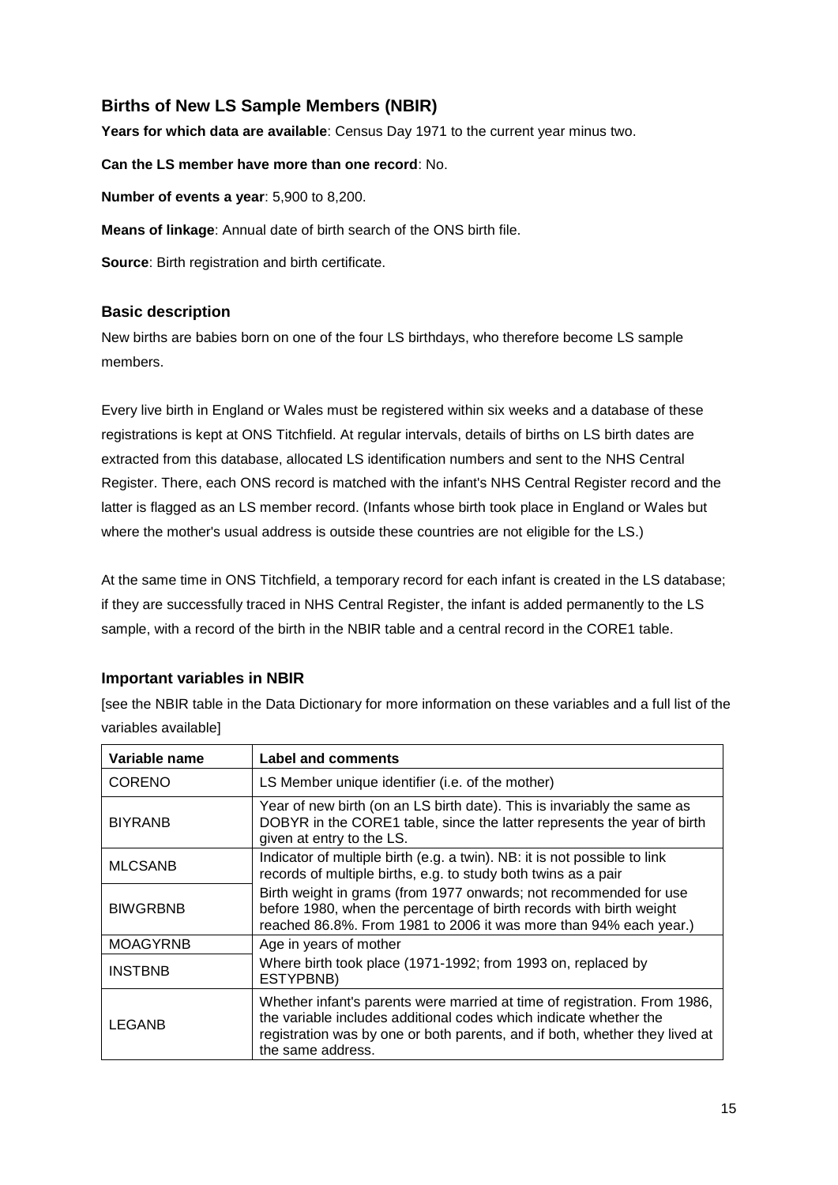## Births of New LS Sample Members (NBIR)

**Years for which data are available**: Census Day 1971 to the current year minus two.

**Can the LS member have more than one record**: No.

**Number of events a year**: 5,900 to 8,200.

**Means of linkage**: Annual date of birth search of the ONS birth file.

**Source**: Birth registration and birth certificate.

### Basic description

New births are babies born on one of the four LS birthdays, who therefore become LS sample members.

Every live birth in England or Wales must be registered within six weeks and a database of these registrations is kept at ONS Titchfield. At regular intervals, details of births on LS birth dates are extracted from this database, allocated LS identification numbers and sent to the NHS Central Register. There, each ONS record is matched with the infant's NHS Central Register record and the latter is flagged as an LS member record. (Infants whose birth took place in England or Wales but where the mother's usual address is outside these countries are not eligible for the LS.)

At the same time in ONS Titchfield, a temporary record for each infant is created in the LS database; if they are successfully traced in NHS Central Register, the infant is added permanently to the LS sample, with a record of the birth in the NBIR table and a central record in the CORE1 table.

### Important variables in NBIR

[see the NBIR table in the Data Dictionary for more information on these variables and a full list of the variables available]

| Variable name | Label and comments |
|---|---|
| CORENO | LS Member unique identifier (i.e. of the mother) |
| BIYRANB | Year of new birth (on an LS birth date). This is invariably the same as DOBYR in the CORE1 table, since the latter represents the year of birth given at entry to the LS. |
| MLCSANB | Indicator of multiple birth (e.g. a twin). NB: it is not possible to link records of multiple births, e.g. to study both twins as a pair |
| BIWGRBNB | Birth weight in grams (from 1977 onwards; not recommended for use before 1980, when the percentage of birth records with birth weight reached 86.8%. From 1981 to 2006 it was more than 94% each year.) |
| MOAGYRNB | Age in years of mother |
| INSTBNB | Where birth took place (1971-1992; from 1993 on, replaced by ESTYPBNB) |
| LEGANB | Whether infant's parents were married at time of registration. From 1986, the variable includes additional codes which indicate whether the registration was by one or both parents, and if both, whether they lived at the same address. |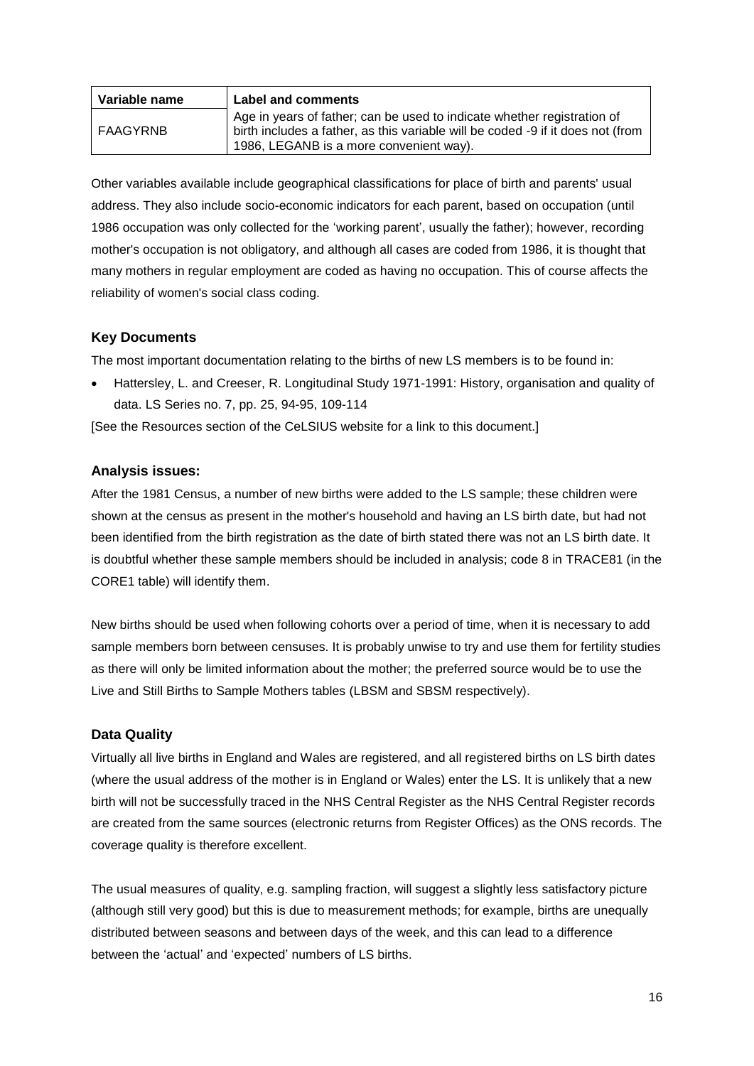| Variable name | Label and comments |
|---|---|
| FAAGYRNB | Age in years of father; can be used to indicate whether registration of birth includes a father, as this variable will be coded -9 if it does not (from 1986, LEGANB is a more convenient way). |

Other variables available include geographical classifications for place of birth and parents' usual address. They also include socio-economic indicators for each parent, based on occupation (until 1986 occupation was only collected for the 'working parent', usually the father); however, recording mother's occupation is not obligatory, and although all cases are coded from 1986, it is thought that many mothers in regular employment are coded as having no occupation. This of course affects the reliability of women's social class coding.

### Key Documents

The most important documentation relating to the births of new LS members is to be found in:

- Hattersley, L. and Creeser, R. Longitudinal Study 1971-1991: History, organisation and quality of data. LS Series no. 7, pp. 25, 94-95, 109-114

[See the Resources section of the CeLSIUS website for a link to this document.]

### Analysis issues:

After the 1981 Census, a number of new births were added to the LS sample; these children were shown at the census as present in the mother's household and having an LS birth date, but had not been identified from the birth registration as the date of birth stated there was not an LS birth date. It is doubtful whether these sample members should be included in analysis; code 8 in TRACE81 (in the CORE1 table) will identify them.

New births should be used when following cohorts over a period of time, when it is necessary to add sample members born between censuses. It is probably unwise to try and use them for fertility studies as there will only be limited information about the mother; the preferred source would be to use the Live and Still Births to Sample Mothers tables (LBSM and SBSM respectively).

### Data Quality

Virtually all live births in England and Wales are registered, and all registered births on LS birth dates (where the usual address of the mother is in England or Wales) enter the LS. It is unlikely that a new birth will not be successfully traced in the NHS Central Register as the NHS Central Register records are created from the same sources (electronic returns from Register Offices) as the ONS records. The coverage quality is therefore excellent.

The usual measures of quality, e.g. sampling fraction, will suggest a slightly less satisfactory picture (although still very good) but this is due to measurement methods; for example, births are unequally distributed between seasons and between days of the week, and this can lead to a difference between the 'actual' and 'expected' numbers of LS births.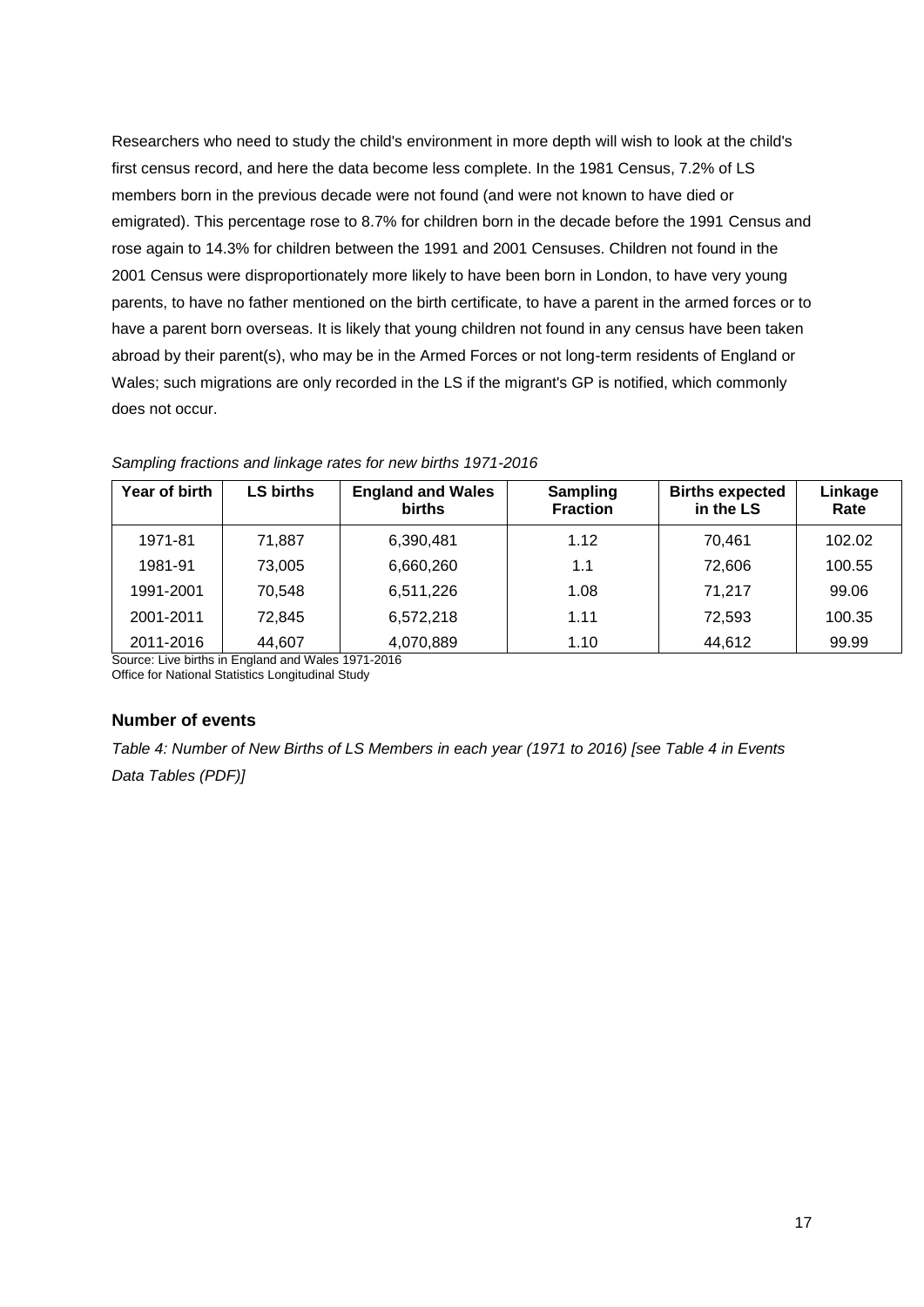Researchers who need to study the child's environment in more depth will wish to look at the child's first census record, and here the data become less complete. In the 1981 Census, 7.2% of LS members born in the previous decade were not found (and were not known to have died or emigrated). This percentage rose to 8.7% for children born in the decade before the 1991 Census and rose again to 14.3% for children between the 1991 and 2001 Censuses. Children not found in the 2001 Census were disproportionately more likely to have been born in London, to have very young parents, to have no father mentioned on the birth certificate, to have a parent in the armed forces or to have a parent born overseas. It is likely that young children not found in any census have been taken abroad by their parent(s), who may be in the Armed Forces or not long-term residents of England or Wales; such migrations are only recorded in the LS if the migrant's GP is notified, which commonly does not occur.

*Sampling fractions and linkage rates for new births 1971-2016*

| Year of birth | LS births | England and Wales births | Sampling Fraction | Births expected in the LS | Linkage Rate |
|---|---|---|---|---|---|
| 1971-81 | 71,887 | 6,390,481 | 1.12 | 70,461 | 102.02 |
| 1981-91 | 73,005 | 6,660,260 | 1.1 | 72,606 | 100.55 |
| 1991-2001 | 70,548 | 6,511,226 | 1.08 | 71,217 | 99.06 |
| 2001-2011 | 72,845 | 6,572,218 | 1.11 | 72,593 | 100.35 |
| 2011-2016 | 44,607 | 4,070,889 | 1.10 | 44,612 | 99.99 |

Source: Live births in England and Wales 1971-2016
Office for National Statistics Longitudinal Study

### Number of events

*Table 4: Number of New Births of LS Members in each year (1971 to 2016) [see Table 4 in Events Data Tables (PDF)]*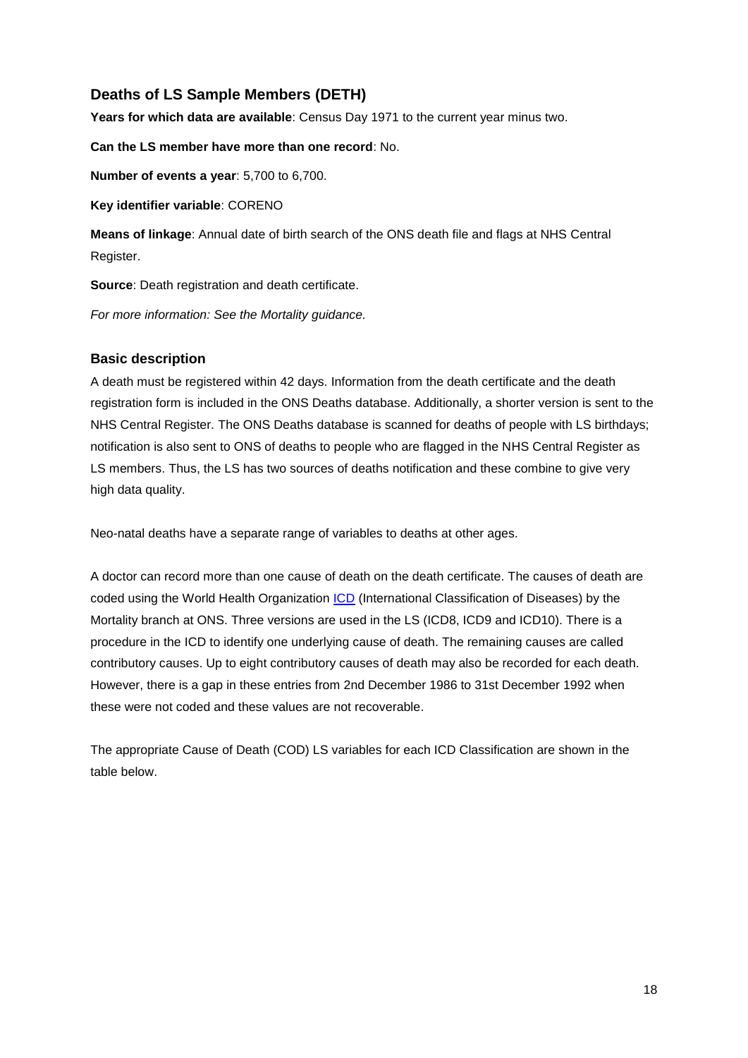## Deaths of LS Sample Members (DETH)

**Years for which data are available**: Census Day 1971 to the current year minus two.

**Can the LS member have more than one record**: No.

**Number of events a year**: 5,700 to 6,700.

**Key identifier variable**: CORENO

**Means of linkage**: Annual date of birth search of the ONS death file and flags at NHS Central Register.

**Source**: Death registration and death certificate.

*For more information: See the Mortality guidance.*

### Basic description

A death must be registered within 42 days. Information from the death certificate and the death registration form is included in the ONS Deaths database. Additionally, a shorter version is sent to the NHS Central Register. The ONS Deaths database is scanned for deaths of people with LS birthdays; notification is also sent to ONS of deaths to people who are flagged in the NHS Central Register as LS members. Thus, the LS has two sources of deaths notification and these combine to give very high data quality.

Neo-natal deaths have a separate range of variables to deaths at other ages.

A doctor can record more than one cause of death on the death certificate. The causes of death are coded using the World Health Organization ICD (International Classification of Diseases) by the Mortality branch at ONS. Three versions are used in the LS (ICD8, ICD9 and ICD10). There is a procedure in the ICD to identify one underlying cause of death. The remaining causes are called contributory causes. Up to eight contributory causes of death may also be recorded for each death. However, there is a gap in these entries from 2nd December 1986 to 31st December 1992 when these were not coded and these values are not recoverable.

The appropriate Cause of Death (COD) LS variables for each ICD Classification are shown in the table below.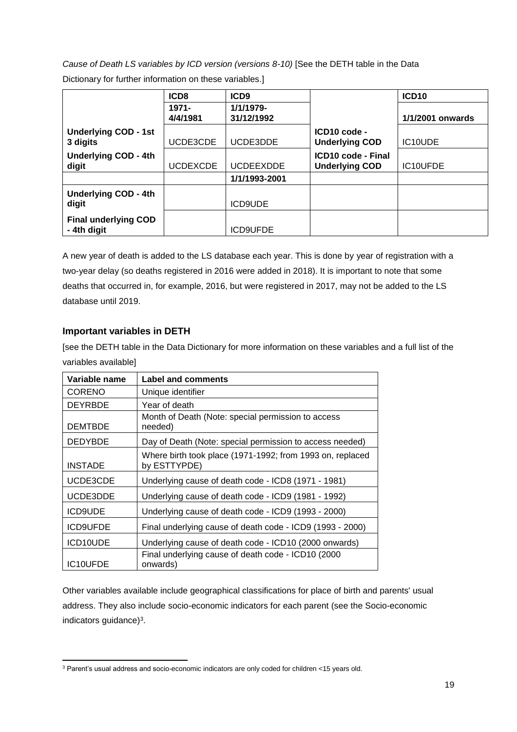*Cause of Death LS variables by ICD version (versions 8-10)* [See the DETH table in the Data Dictionary for further information on these variables.]

| | **ICD8** | **ICD9** | | **ICD10** |
|---|---|---|---|---|
| | **1971-4/4/1981** | **1/1/1979-31/12/1992** | | **1/1/2001 onwards** |
| **Underlying COD - 1st 3 digits** | UCDE3CDE | UCDE3DDE | **ICD10 code - Underlying COD** | IC10UDE |
| **Underlying COD - 4th digit** | UCDEXCDE | UCDEEXDDE | **ICD10 code - Final Underlying COD** | IC10UFDE |
| | | **1/1993-2001** | | |
| **Underlying COD - 4th digit** | | ICD9UDE | | |
| **Final underlying COD - 4th digit** | | ICD9UFDE | | |

A new year of death is added to the LS database each year. This is done by year of registration with a two-year delay (so deaths registered in 2016 were added in 2018). It is important to note that some deaths that occurred in, for example, 2016, but were registered in 2017, may not be added to the LS database until 2019.

### Important variables in DETH

[see the DETH table in the Data Dictionary for more information on these variables and a full list of the variables available]

| Variable name | Label and comments |
|---|---|
| CORENO | Unique identifier |
| DEYRBDE | Year of death |
| DEMTBDE | Month of Death (Note: special permission to access needed) |
| DEDYBDE | Day of Death (Note: special permission to access needed) |
| INSTADE | Where birth took place (1971-1992; from 1993 on, replaced by ESTTYPDE) |
| UCDE3CDE | Underlying cause of death code - ICD8 (1971 - 1981) |
| UCDE3DDE | Underlying cause of death code - ICD9 (1981 - 1992) |
| ICD9UDE | Underlying cause of death code - ICD9 (1993 - 2000) |
| ICD9UFDE | Final underlying cause of death code - ICD9 (1993 - 2000) |
| ICD10UDE | Underlying cause of death code - ICD10 (2000 onwards) |
| IC10UFDE | Final underlying cause of death code - ICD10 (2000 onwards) |

Other variables available include geographical classifications for place of birth and parents' usual address. They also include socio-economic indicators for each parent (see the Socio-economic indicators guidance)[3].

[3] Parent's usual address and socio-economic indicators are only coded for children <15 years old.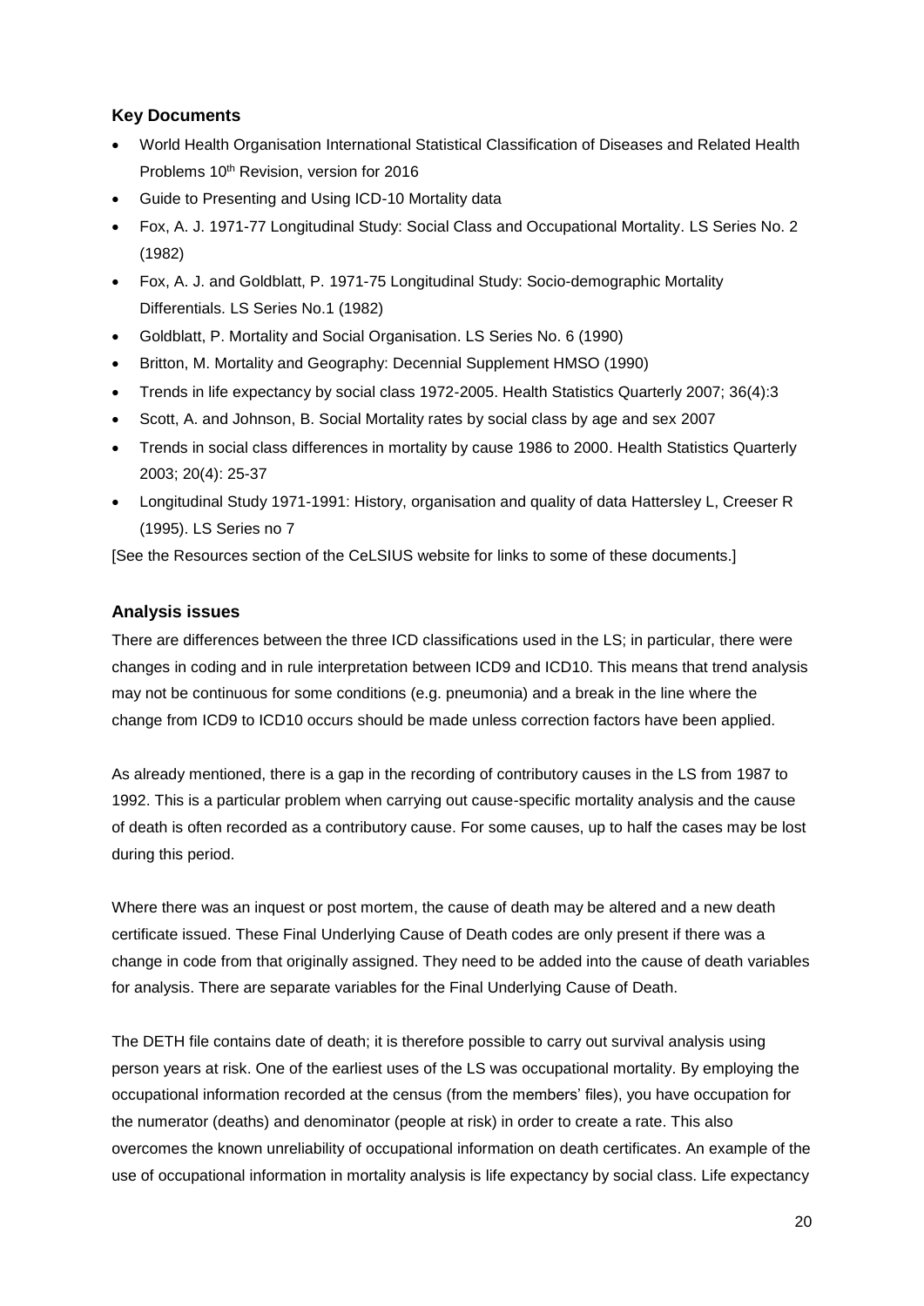### Key Documents

- World Health Organisation International Statistical Classification of Diseases and Related Health Problems 10th Revision, version for 2016
- Guide to Presenting and Using ICD-10 Mortality data
- Fox, A. J. 1971-77 Longitudinal Study: Social Class and Occupational Mortality. LS Series No. 2 (1982)
- Fox, A. J. and Goldblatt, P. 1971-75 Longitudinal Study: Socio-demographic Mortality Differentials. LS Series No.1 (1982)
- Goldblatt, P. Mortality and Social Organisation. LS Series No. 6 (1990)
- Britton, M. Mortality and Geography: Decennial Supplement HMSO (1990)
- Trends in life expectancy by social class 1972-2005. Health Statistics Quarterly 2007; 36(4):3
- Scott, A. and Johnson, B. Social Mortality rates by social class by age and sex 2007
- Trends in social class differences in mortality by cause 1986 to 2000. Health Statistics Quarterly 2003; 20(4): 25-37
- Longitudinal Study 1971-1991: History, organisation and quality of data Hattersley L, Creeser R (1995). LS Series no 7

[See the Resources section of the CeLSIUS website for links to some of these documents.]

### Analysis issues

There are differences between the three ICD classifications used in the LS; in particular, there were changes in coding and in rule interpretation between ICD9 and ICD10. This means that trend analysis may not be continuous for some conditions (e.g. pneumonia) and a break in the line where the change from ICD9 to ICD10 occurs should be made unless correction factors have been applied.

As already mentioned, there is a gap in the recording of contributory causes in the LS from 1987 to 1992. This is a particular problem when carrying out cause-specific mortality analysis and the cause of death is often recorded as a contributory cause. For some causes, up to half the cases may be lost during this period.

Where there was an inquest or post mortem, the cause of death may be altered and a new death certificate issued. These Final Underlying Cause of Death codes are only present if there was a change in code from that originally assigned. They need to be added into the cause of death variables for analysis. There are separate variables for the Final Underlying Cause of Death.

The DETH file contains date of death; it is therefore possible to carry out survival analysis using person years at risk. One of the earliest uses of the LS was occupational mortality. By employing the occupational information recorded at the census (from the members' files), you have occupation for the numerator (deaths) and denominator (people at risk) in order to create a rate. This also overcomes the known unreliability of occupational information on death certificates. An example of the use of occupational information in mortality analysis is life expectancy by social class. Life expectancy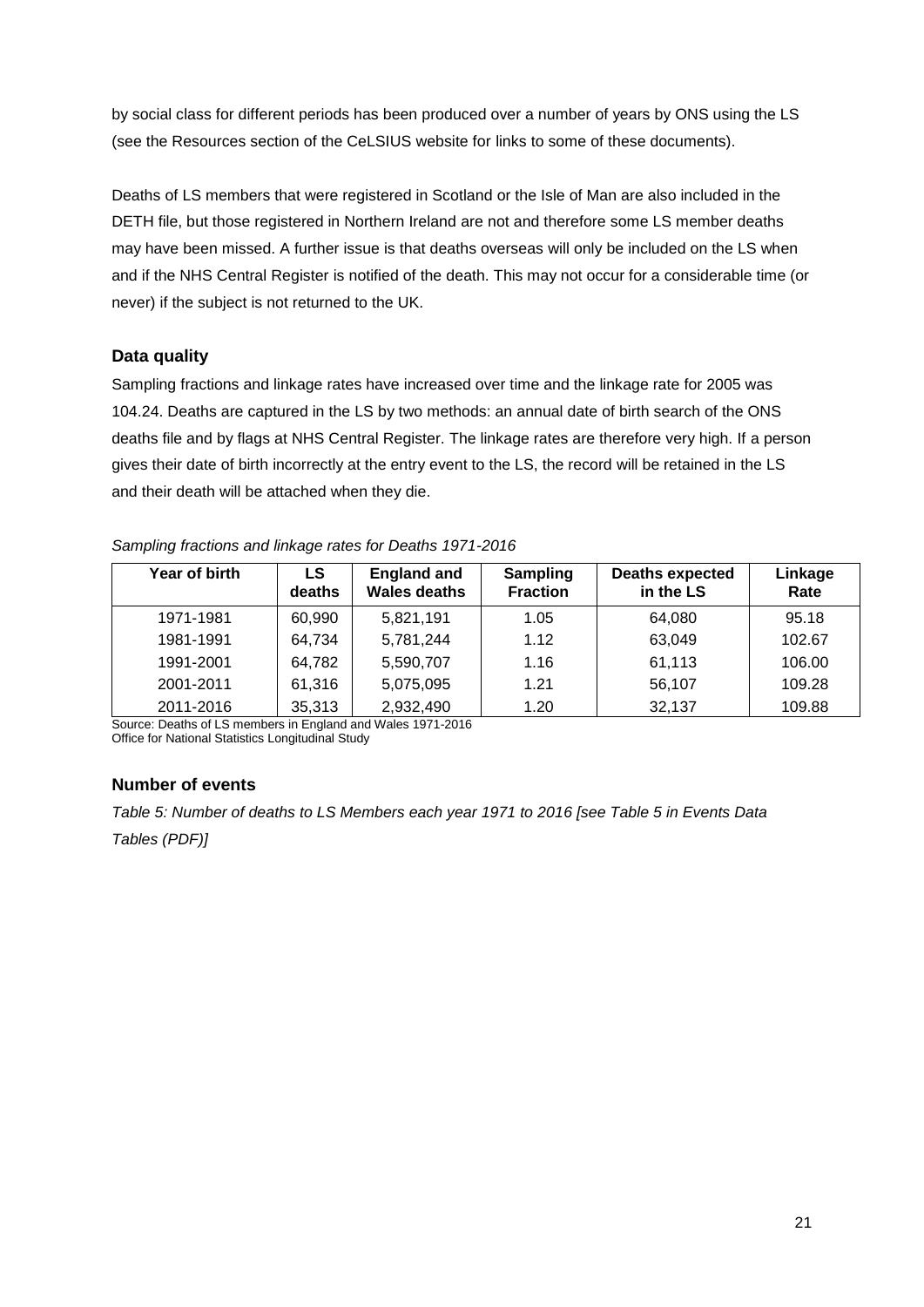by social class for different periods has been produced over a number of years by ONS using the LS (see the Resources section of the CeLSIUS website for links to some of these documents).

Deaths of LS members that were registered in Scotland or the Isle of Man are also included in the DETH file, but those registered in Northern Ireland are not and therefore some LS member deaths may have been missed. A further issue is that deaths overseas will only be included on the LS when and if the NHS Central Register is notified of the death. This may not occur for a considerable time (or never) if the subject is not returned to the UK.

### Data quality

Sampling fractions and linkage rates have increased over time and the linkage rate for 2005 was 104.24. Deaths are captured in the LS by two methods: an annual date of birth search of the ONS deaths file and by flags at NHS Central Register. The linkage rates are therefore very high. If a person gives their date of birth incorrectly at the entry event to the LS, the record will be retained in the LS and their death will be attached when they die.

*Sampling fractions and linkage rates for Deaths 1971-2016*

| Year of birth | LS deaths | England and Wales deaths | Sampling Fraction | Deaths expected in the LS | Linkage Rate |
|---|---|---|---|---|---|
| 1971-1981 | 60,990 | 5,821,191 | 1.05 | 64,080 | 95.18 |
| 1981-1991 | 64,734 | 5,781,244 | 1.12 | 63,049 | 102.67 |
| 1991-2001 | 64,782 | 5,590,707 | 1.16 | 61,113 | 106.00 |
| 2001-2011 | 61,316 | 5,075,095 | 1.21 | 56,107 | 109.28 |
| 2011-2016 | 35,313 | 2,932,490 | 1.20 | 32,137 | 109.88 |

Source: Deaths of LS members in England and Wales 1971-2016
Office for National Statistics Longitudinal Study

### Number of events

*Table 5: Number of deaths to LS Members each year 1971 to 2016 [see Table 5 in Events Data Tables (PDF)]*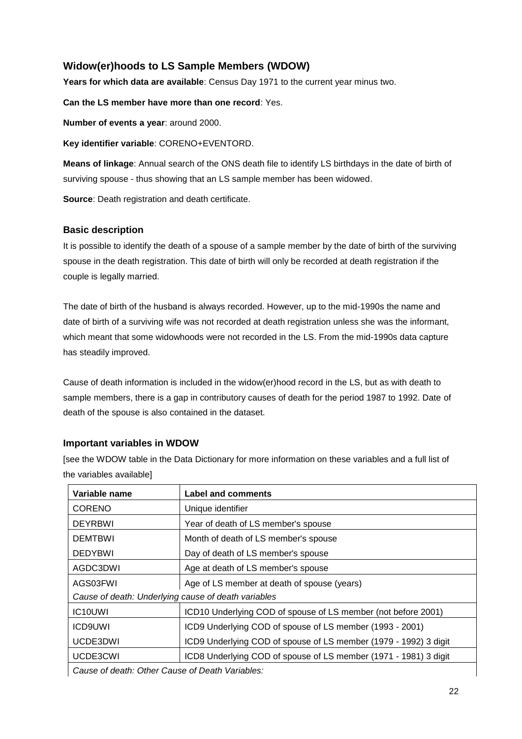## Widow(er)hoods to LS Sample Members (WDOW)

**Years for which data are available**: Census Day 1971 to the current year minus two.

**Can the LS member have more than one record**: Yes.

**Number of events a year**: around 2000.

**Key identifier variable**: CORENO+EVENTORD.

**Means of linkage**: Annual search of the ONS death file to identify LS birthdays in the date of birth of surviving spouse - thus showing that an LS sample member has been widowed.

**Source**: Death registration and death certificate.

### Basic description

It is possible to identify the death of a spouse of a sample member by the date of birth of the surviving spouse in the death registration. This date of birth will only be recorded at death registration if the couple is legally married.

The date of birth of the husband is always recorded. However, up to the mid-1990s the name and date of birth of a surviving wife was not recorded at death registration unless she was the informant, which meant that some widowhoods were not recorded in the LS. From the mid-1990s data capture has steadily improved.

Cause of death information is included in the widow(er)hood record in the LS, but as with death to sample members, there is a gap in contributory causes of death for the period 1987 to 1992. Date of death of the spouse is also contained in the dataset.

### Important variables in WDOW

[see the WDOW table in the Data Dictionary for more information on these variables and a full list of the variables available]

| Variable name | Label and comments |
|---|---|
| CORENO | Unique identifier |
| DEYRBWI | Year of death of LS member's spouse |
| DEMTBWI | Month of death of LS member's spouse |
| DEDYBWI | Day of death of LS member's spouse |
| AGDC3DWI | Age at death of LS member's spouse |
| AGS03FWI | Age of LS member at death of spouse (years) |
| *Cause of death: Underlying cause of death variables* | |
| IC10UWI | ICD10 Underlying COD of spouse of LS member (not before 2001) |
| ICD9UWI | ICD9 Underlying COD of spouse of LS member (1993 - 2001) |
| UCDE3DWI | ICD9 Underlying COD of spouse of LS member (1979 - 1992) 3 digit |
| UCDE3CWI | ICD8 Underlying COD of spouse of LS member (1971 - 1981) 3 digit |
| *Cause of death: Other Cause of Death Variables:* | |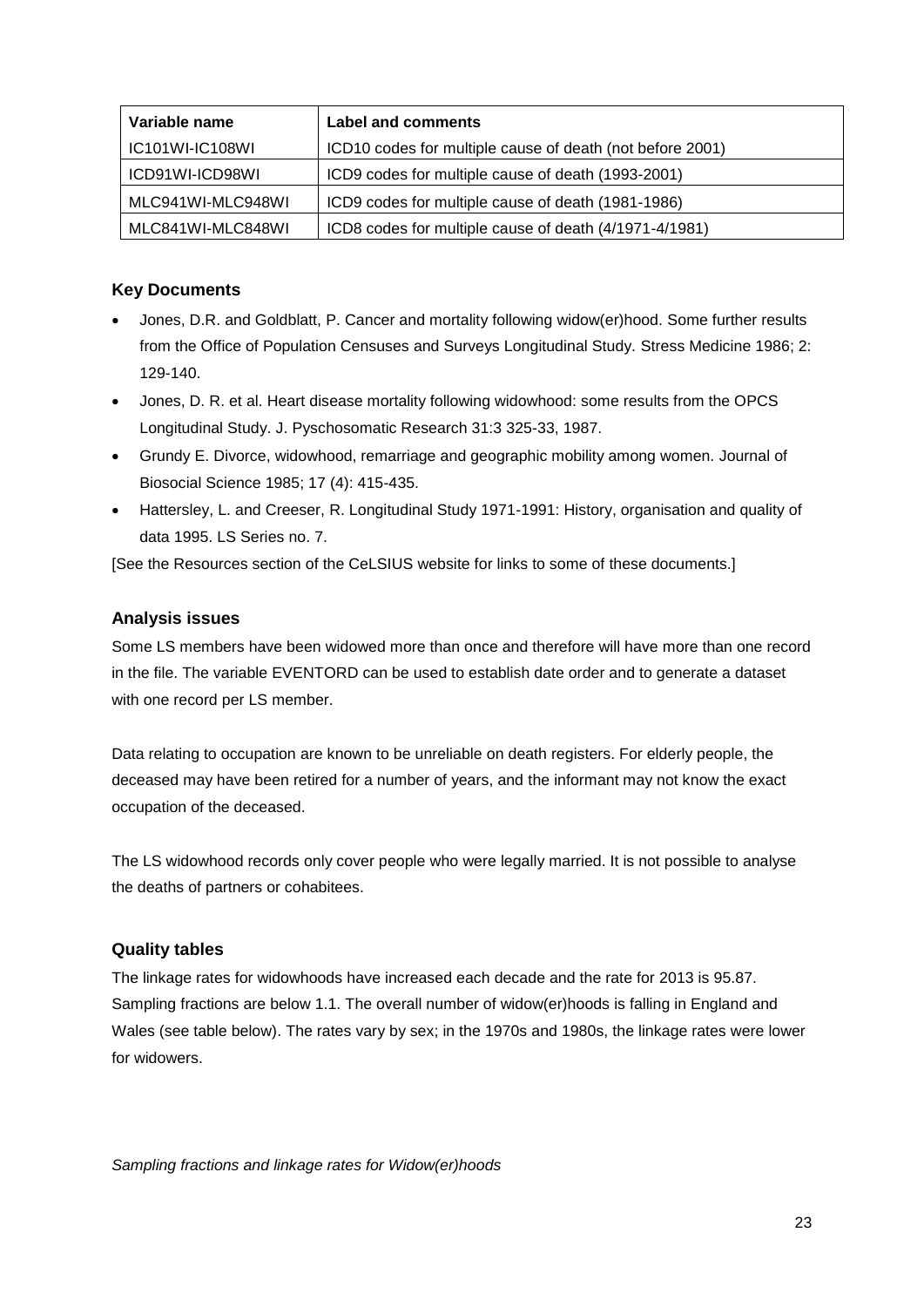| Variable name | Label and comments |
|---|---|
| IC101WI-IC108WI | ICD10 codes for multiple cause of death (not before 2001) |
| ICD91WI-ICD98WI | ICD9 codes for multiple cause of death (1993-2001) |
| MLC941WI-MLC948WI | ICD9 codes for multiple cause of death (1981-1986) |
| MLC841WI-MLC848WI | ICD8 codes for multiple cause of death (4/1971-4/1981) |

### Key Documents

- Jones, D.R. and Goldblatt, P. Cancer and mortality following widow(er)hood. Some further results from the Office of Population Censuses and Surveys Longitudinal Study. Stress Medicine 1986; 2: 129-140.
- Jones, D. R. et al. Heart disease mortality following widowhood: some results from the OPCS Longitudinal Study. J. Pyschosomatic Research 31:3 325-33, 1987.
- Grundy E. Divorce, widowhood, remarriage and geographic mobility among women. Journal of Biosocial Science 1985; 17 (4): 415-435.
- Hattersley, L. and Creeser, R. Longitudinal Study 1971-1991: History, organisation and quality of data 1995. LS Series no. 7.

[See the Resources section of the CeLSIUS website for links to some of these documents.]

### Analysis issues

Some LS members have been widowed more than once and therefore will have more than one record in the file. The variable EVENTORD can be used to establish date order and to generate a dataset with one record per LS member.

Data relating to occupation are known to be unreliable on death registers. For elderly people, the deceased may have been retired for a number of years, and the informant may not know the exact occupation of the deceased.

The LS widowhood records only cover people who were legally married. It is not possible to analyse the deaths of partners or cohabitees.

### Quality tables

The linkage rates for widowhoods have increased each decade and the rate for 2013 is 95.87. Sampling fractions are below 1.1. The overall number of widow(er)hoods is falling in England and Wales (see table below). The rates vary by sex; in the 1970s and 1980s, the linkage rates were lower for widowers.

*Sampling fractions and linkage rates for Widow(er)hoods*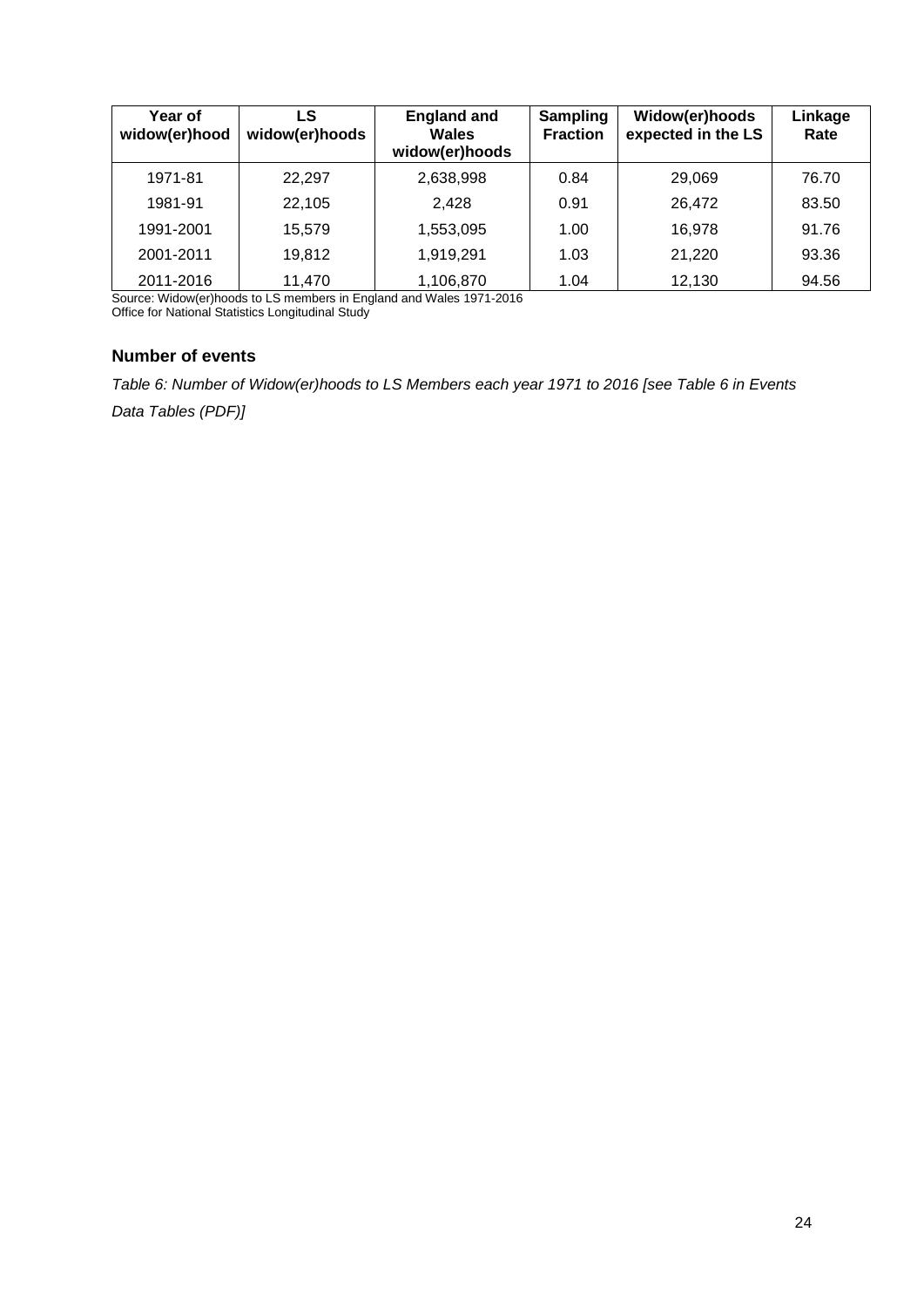| Year of widow(er)hood | LS widow(er)hoods | England and Wales widow(er)hoods | Sampling Fraction | Widow(er)hoods expected in the LS | Linkage Rate |
|---|---|---|---|---|---|
| 1971-81 | 22,297 | 2,638,998 | 0.84 | 29,069 | 76.70 |
| 1981-91 | 22,105 | 2,428 | 0.91 | 26,472 | 83.50 |
| 1991-2001 | 15,579 | 1,553,095 | 1.00 | 16,978 | 91.76 |
| 2001-2011 | 19,812 | 1,919,291 | 1.03 | 21,220 | 93.36 |
| 2011-2016 | 11,470 | 1,106,870 | 1.04 | 12,130 | 94.56 |

Source: Widow(er)hoods to LS members in England and Wales 1971-2016
Office for National Statistics Longitudinal Study

### Number of events

*Table 6: Number of Widow(er)hoods to LS Members each year 1971 to 2016 [see Table 6 in Events Data Tables (PDF)]*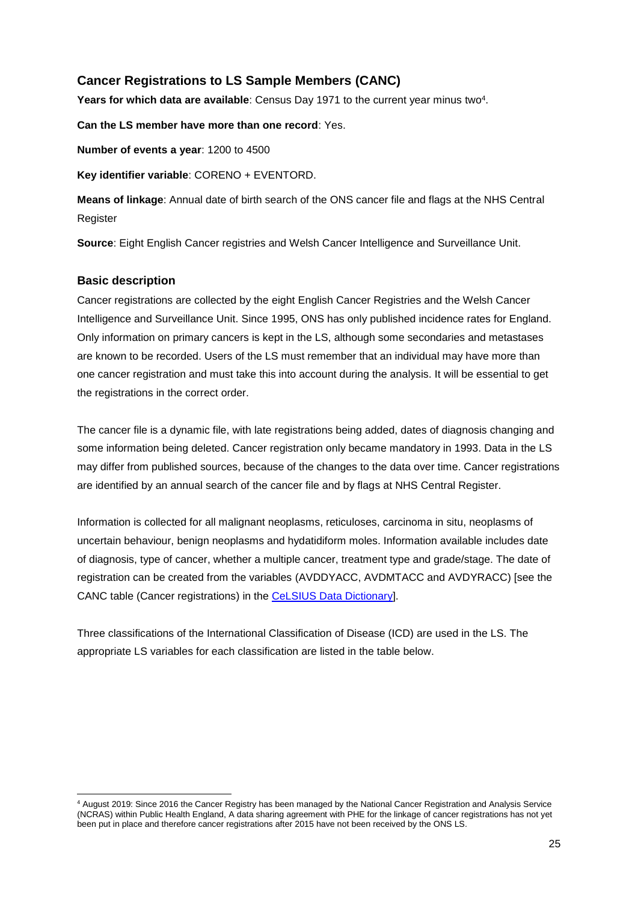## Cancer Registrations to LS Sample Members (CANC)

**Years for which data are available**: Census Day 1971 to the current year minus two[4].

**Can the LS member have more than one record**: Yes.

**Number of events a year**: 1200 to 4500

**Key identifier variable**: CORENO + EVENTORD.

**Means of linkage**: Annual date of birth search of the ONS cancer file and flags at the NHS Central Register

**Source**: Eight English Cancer registries and Welsh Cancer Intelligence and Surveillance Unit.

### Basic description

Cancer registrations are collected by the eight English Cancer Registries and the Welsh Cancer Intelligence and Surveillance Unit. Since 1995, ONS has only published incidence rates for England. Only information on primary cancers is kept in the LS, although some secondaries and metastases are known to be recorded. Users of the LS must remember that an individual may have more than one cancer registration and must take this into account during the analysis. It will be essential to get the registrations in the correct order.

The cancer file is a dynamic file, with late registrations being added, dates of diagnosis changing and some information being deleted. Cancer registration only became mandatory in 1993. Data in the LS may differ from published sources, because of the changes to the data over time. Cancer registrations are identified by an annual search of the cancer file and by flags at NHS Central Register.

Information is collected for all malignant neoplasms, reticuloses, carcinoma in situ, neoplasms of uncertain behaviour, benign neoplasms and hydatidiform moles. Information available includes date of diagnosis, type of cancer, whether a multiple cancer, treatment type and grade/stage. The date of registration can be created from the variables (AVDDYACC, AVDMTACC and AVDYRACC) [see the CANC table (Cancer registrations) in the CeLSIUS Data Dictionary].

Three classifications of the International Classification of Disease (ICD) are used in the LS. The appropriate LS variables for each classification are listed in the table below.

[4] August 2019: Since 2016 the Cancer Registry has been managed by the National Cancer Registration and Analysis Service (NCRAS) within Public Health England, A data sharing agreement with PHE for the linkage of cancer registrations has not yet been put in place and therefore cancer registrations after 2015 have not been received by the ONS LS.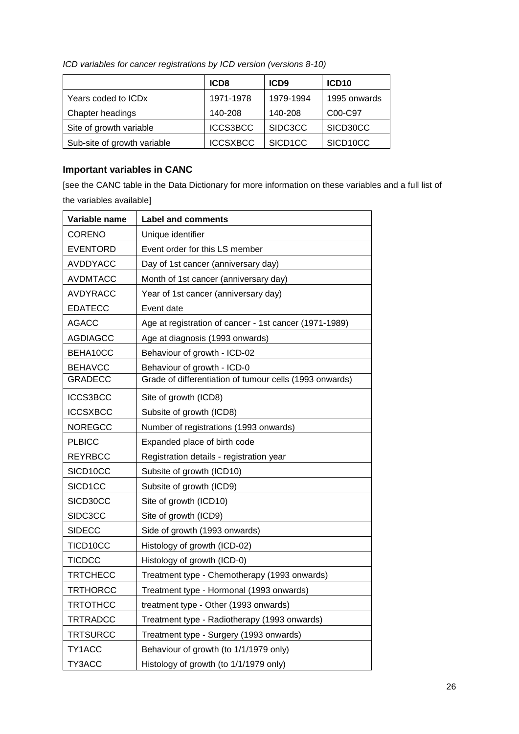*ICD variables for cancer registrations by ICD version (versions 8-10)*

| | ICD8 | ICD9 | ICD10 |
|---|---|---|---|
| Years coded to ICDx | 1971-1978 | 1979-1994 | 1995 onwards |
| Chapter headings | 140-208 | 140-208 | C00-C97 |
| Site of growth variable | ICCS3BCC | SIDC3CC | SICD30CC |
| Sub-site of growth variable | ICCSXBCC | SICD1CC | SICD10CC |

### Important variables in CANC

[see the CANC table in the Data Dictionary for more information on these variables and a full list of the variables available]

| Variable name | Label and comments |
|---|---|
| CORENO | Unique identifier |
| EVENTORD | Event order for this LS member |
| AVDDYACC | Day of 1st cancer (anniversary day) |
| AVDMTACC | Month of 1st cancer (anniversary day) |
| AVDYRACC | Year of 1st cancer (anniversary day) |
| EDATECC | Event date |
| AGACC | Age at registration of cancer - 1st cancer (1971-1989) |
| AGDIAGCC | Age at diagnosis (1993 onwards) |
| BEHA10CC | Behaviour of growth - ICD-02 |
| BEHAVCC | Behaviour of growth - ICD-0 |
| GRADECC | Grade of differentiation of tumour cells (1993 onwards) |
| ICCS3BCC | Site of growth (ICD8) |
| ICCSXBCC | Subsite of growth (ICD8) |
| NOREGCC | Number of registrations (1993 onwards) |
| PLBICC | Expanded place of birth code |
| REYRBCC | Registration details - registration year |
| SICD10CC | Subsite of growth (ICD10) |
| SICD1CC | Subsite of growth (ICD9) |
| SICD30CC | Site of growth (ICD10) |
| SIDC3CC | Site of growth (ICD9) |
| SIDECC | Side of growth (1993 onwards) |
| TICD10CC | Histology of growth (ICD-02) |
| TICDCC | Histology of growth (ICD-0) |
| TRTCHECC | Treatment type - Chemotherapy (1993 onwards) |
| TRTHORCC | Treatment type - Hormonal (1993 onwards) |
| TRTOTHCC | treatment type - Other (1993 onwards) |
| TRTRADCC | Treatment type - Radiotherapy (1993 onwards) |
| TRTSURCC | Treatment type - Surgery (1993 onwards) |
| TY1ACC | Behaviour of growth (to 1/1/1979 only) |
| TY3ACC | Histology of growth (to 1/1/1979 only) |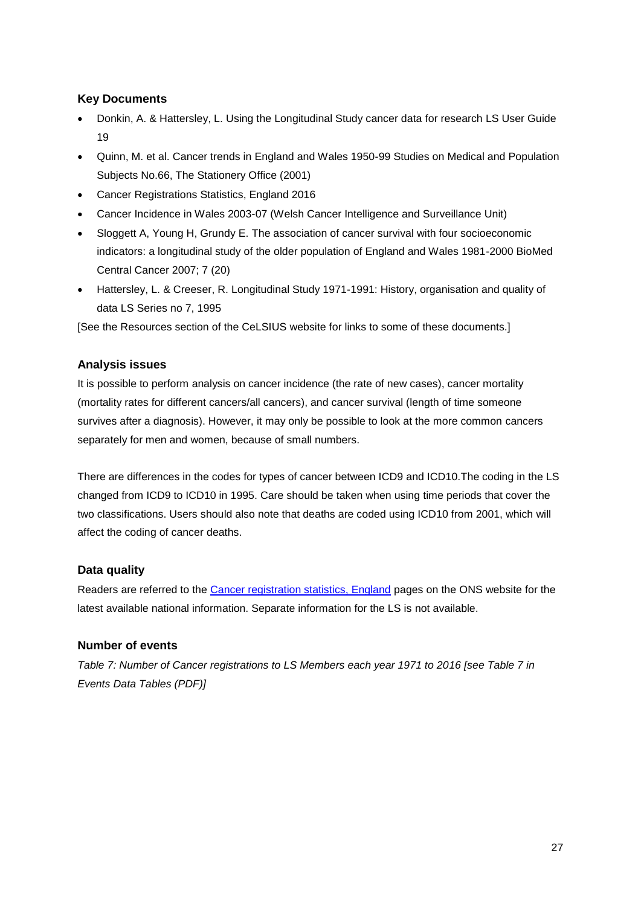### Key Documents

- Donkin, A. & Hattersley, L. Using the Longitudinal Study cancer data for research LS User Guide 19
- Quinn, M. et al. Cancer trends in England and Wales 1950-99 Studies on Medical and Population Subjects No.66, The Stationery Office (2001)
- Cancer Registrations Statistics, England 2016
- Cancer Incidence in Wales 2003-07 (Welsh Cancer Intelligence and Surveillance Unit)
- Sloggett A, Young H, Grundy E. The association of cancer survival with four socioeconomic indicators: a longitudinal study of the older population of England and Wales 1981-2000 BioMed Central Cancer 2007; 7 (20)
- Hattersley, L. & Creeser, R. Longitudinal Study 1971-1991: History, organisation and quality of data LS Series no 7, 1995

[See the Resources section of the CeLSIUS website for links to some of these documents.]

### Analysis issues

It is possible to perform analysis on cancer incidence (the rate of new cases), cancer mortality (mortality rates for different cancers/all cancers), and cancer survival (length of time someone survives after a diagnosis). However, it may only be possible to look at the more common cancers separately for men and women, because of small numbers.

There are differences in the codes for types of cancer between ICD9 and ICD10.The coding in the LS changed from ICD9 to ICD10 in 1995. Care should be taken when using time periods that cover the two classifications. Users should also note that deaths are coded using ICD10 from 2001, which will affect the coding of cancer deaths.

### Data quality

Readers are referred to the Cancer registration statistics, England pages on the ONS website for the latest available national information. Separate information for the LS is not available.

### Number of events

*Table 7: Number of Cancer registrations to LS Members each year 1971 to 2016 [see Table 7 in Events Data Tables (PDF)]*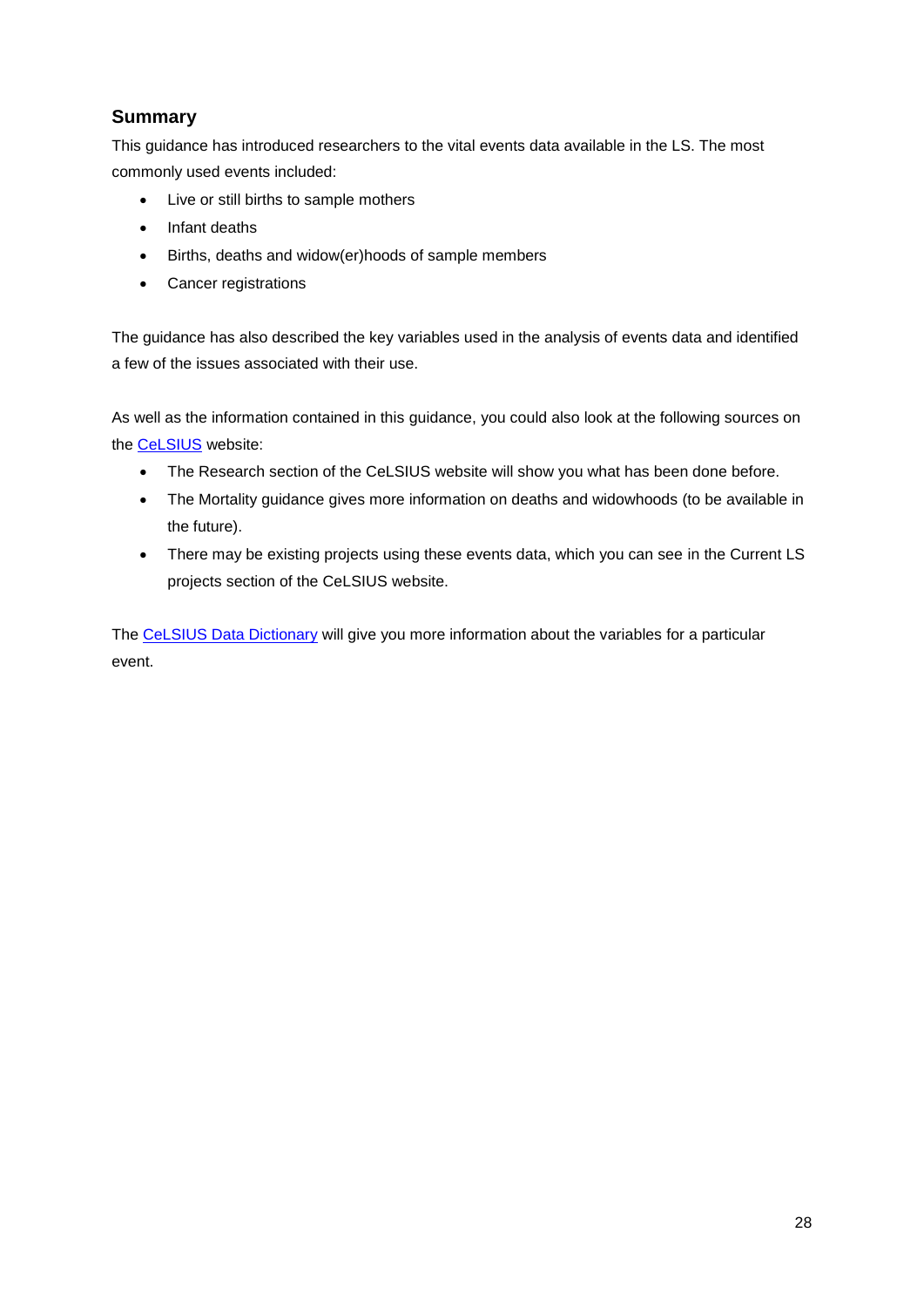## Summary

This guidance has introduced researchers to the vital events data available in the LS. The most commonly used events included:

- Live or still births to sample mothers
- Infant deaths
- Births, deaths and widow(er)hoods of sample members
- Cancer registrations

The guidance has also described the key variables used in the analysis of events data and identified a few of the issues associated with their use.

As well as the information contained in this guidance, you could also look at the following sources on the CeLSIUS website:

- The Research section of the CeLSIUS website will show you what has been done before.
- The Mortality guidance gives more information on deaths and widowhoods (to be available in the future).
- There may be existing projects using these events data, which you can see in the Current LS projects section of the CeLSIUS website.

The CeLSIUS Data Dictionary will give you more information about the variables for a particular event.